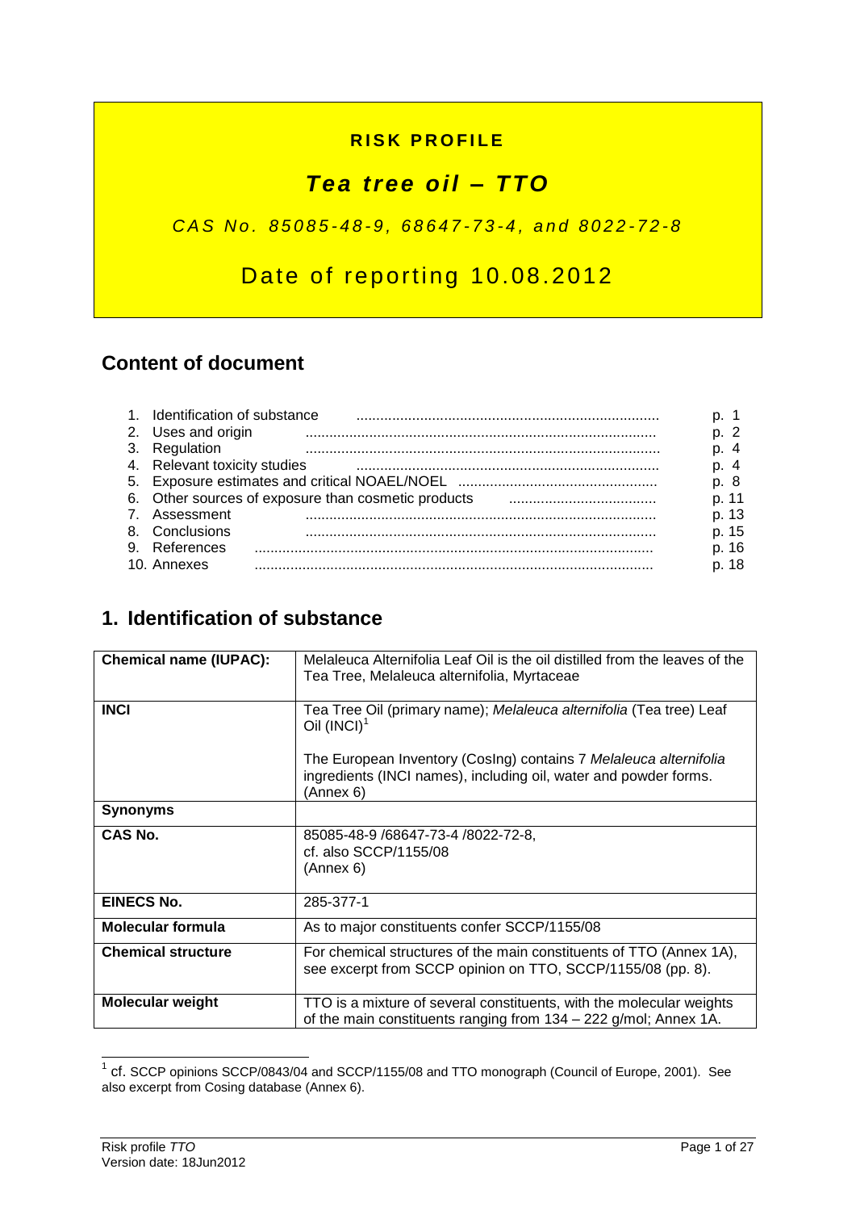# RISK PROFILE

# *Tea tree oil – TTO*

*CAS No. 85085-48-9, 68647-73-4, and 8022-72-8*

Date of reporting 10.08.2012

## Content of document

1. Identification of substance ........................................................................ p. 1
2. Uses and origin ........................................................................ p. 2
3. Regulation ........................................................................ p. 4
4. Relevant toxicity studies ........................................................................ p. 4
5. Exposure estimates and critical NOAEL/NOEL ........................................................................ p. 8
6. Other sources of exposure than cosmetic products ........................................................................ p. 11
7. Assessment ........................................................................ p. 13
8. Conclusions ........................................................................ p. 15
9. References ........................................................................ p. 16
10. Annexes ........................................................................ p. 18

## 1. Identification of substance

| | |
|---|---|
| **Chemical name (IUPAC):** | Melaleuca Alternifolia Leaf Oil is the oil distilled from the leaves of the Tea Tree, Melaleuca alternifolia, Myrtaceae |
| **INCI** | Tea Tree Oil (primary name); *Melaleuca alternifolia* (Tea tree) Leaf Oil (INCI)[1]<br><br>The European Inventory (CosIng) contains 7 *Melaleuca alternifolia* ingredients (INCI names), including oil, water and powder forms. (Annex 6) |
| **Synonyms** | |
| **CAS No.** | 85085-48-9 /68647-73-4 /8022-72-8,<br>cf. also SCCP/1155/08<br>(Annex 6) |
| **EINECS No.** | 285-377-1 |
| **Molecular formula** | As to major constituents confer SCCP/1155/08 |
| **Chemical structure** | For chemical structures of the main constituents of TTO (Annex 1A), see excerpt from SCCP opinion on TTO, SCCP/1155/08 (pp. 8). |
| **Molecular weight** | TTO is a mixture of several constituents, with the molecular weights of the main constituents ranging from 134 – 222 g/mol; Annex 1A. |

[1] cf. SCCP opinions SCCP/0843/04 and SCCP/1155/08 and TTO monograph (Council of Europe, 2001). See also excerpt from Cosing database (Annex 6).

Risk profile *TTO*
Version date: 18Jun2012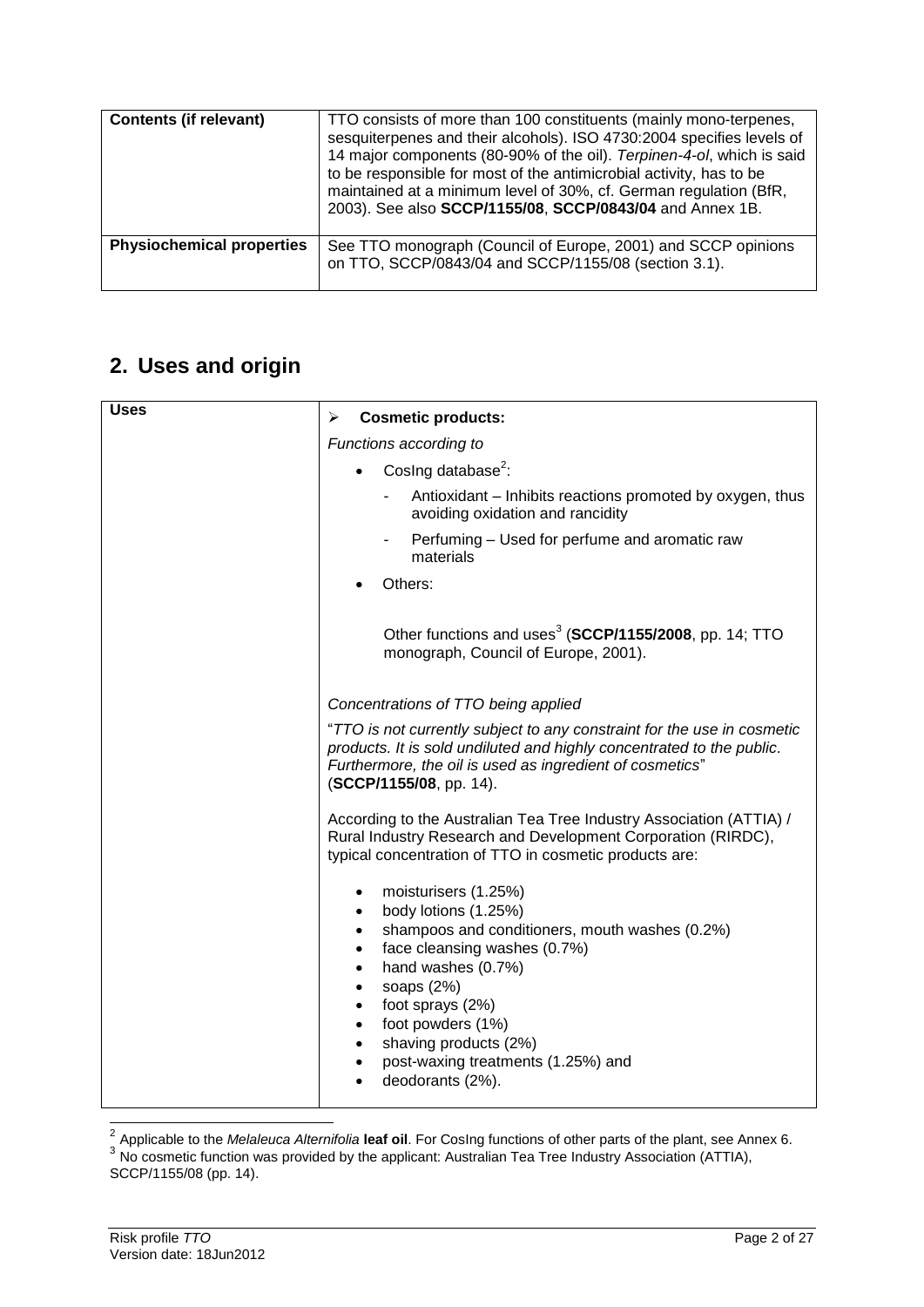| Contents (if relevant) | TTO consists of more than 100 constituents (mainly mono-terpenes, sesquiterpenes and their alcohols). ISO 4730:2004 specifies levels of 14 major components (80-90% of the oil). *Terpinen-4-ol*, which is said to be responsible for most of the antimicrobial activity, has to be maintained at a minimum level of 30%, cf. German regulation (BfR, 2003). See also **SCCP/1155/08**, **SCCP/0843/04** and Annex 1B. |
|---|---|
| **Physiochemical properties** | See TTO monograph (Council of Europe, 2001) and SCCP opinions on TTO, SCCP/0843/04 and SCCP/1155/08 (section 3.1). |

## 2. Uses and origin

| Uses | |
|---|---|
| | ➢ **Cosmetic products:**<br><br>*Functions according to*<br><br>• CosIng database[2]:<br>&nbsp;&nbsp;- Antioxidant – Inhibits reactions promoted by oxygen, thus avoiding oxidation and rancidity<br>&nbsp;&nbsp;- Perfuming – Used for perfume and aromatic raw materials<br><br>• Others:<br><br>Other functions and uses[3] (**SCCP/1155/2008**, pp. 14; TTO monograph, Council of Europe, 2001).<br><br>*Concentrations of TTO being applied*<br><br>"*TTO is not currently subject to any constraint for the use in cosmetic products. It is sold undiluted and highly concentrated to the public. Furthermore, the oil is used as ingredient of cosmetics*" (**SCCP/1155/08**, pp. 14).<br><br>According to the Australian Tea Tree Industry Association (ATTIA) / Rural Industry Research and Development Corporation (RIRDC), typical concentration of TTO in cosmetic products are:<br><br>• moisturisers (1.25%)<br>• body lotions (1.25%)<br>• shampoos and conditioners, mouth washes (0.2%)<br>• face cleansing washes (0.7%)<br>• hand washes (0.7%)<br>• soaps (2%)<br>• foot sprays (2%)<br>• foot powders (1%)<br>• shaving products (2%)<br>• post-waxing treatments (1.25%) and<br>• deodorants (2%). |

[2] Applicable to the *Melaleuca Alternifolia* **leaf oil**. For CosIng functions of other parts of the plant, see Annex 6.

[3] No cosmetic function was provided by the applicant: Australian Tea Tree Industry Association (ATTIA), SCCP/1155/08 (pp. 14).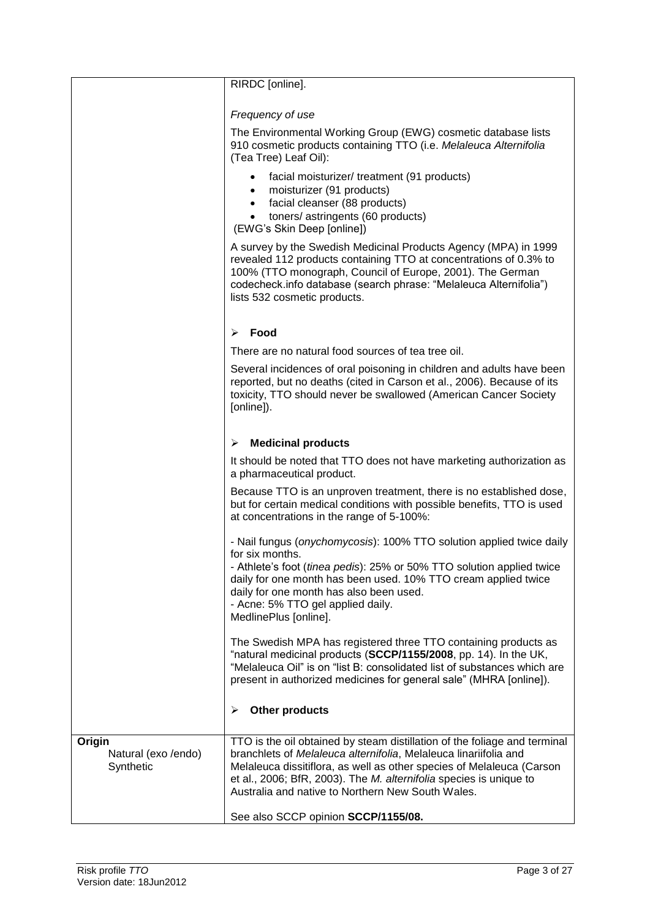| | |
|---|---|
| | RIRDC [online].<br><br>*Frequency of use*<br><br>The Environmental Working Group (EWG) cosmetic database lists 910 cosmetic products containing TTO (i.e. *Melaleuca Alternifolia* (Tea Tree) Leaf Oil):<br>• facial moisturizer/ treatment (91 products)<br>• moisturizer (91 products)<br>• facial cleanser (88 products)<br>• toners/ astringents (60 products)<br>(EWG's Skin Deep [online])<br><br>A survey by the Swedish Medicinal Products Agency (MPA) in 1999 revealed 112 products containing TTO at concentrations of 0.3% to 100% (TTO monograph, Council of Europe, 2001). The German codecheck.info database (search phrase: "Melaleuca Alternifolia") lists 532 cosmetic products.<br><br>➢ **Food**<br><br>There are no natural food sources of tea tree oil.<br><br>Several incidences of oral poisoning in children and adults have been reported, but no deaths (cited in Carson et al., 2006). Because of its toxicity, TTO should never be swallowed (American Cancer Society [online]).<br><br>➢ **Medicinal products**<br><br>It should be noted that TTO does not have marketing authorization as a pharmaceutical product.<br><br>Because TTO is an unproven treatment, there is no established dose, but for certain medical conditions with possible benefits, TTO is used at concentrations in the range of 5-100%:<br><br>- Nail fungus (*onychomycosis*): 100% TTO solution applied twice daily for six months.<br>- Athlete's foot (*tinea pedis*): 25% or 50% TTO solution applied twice daily for one month has been used. 10% TTO cream applied twice daily for one month has also been used.<br>- Acne: 5% TTO gel applied daily.<br>MedlinePlus [online].<br><br>The Swedish MPA has registered three TTO containing products as "natural medicinal products (**SCCP/1155/2008**, pp. 14). In the UK, "Melaleuca Oil" is on "list B: consolidated list of substances which are present in authorized medicines for general sale" (MHRA [online]).<br><br>➢ **Other products** |
| **Origin**<br>Natural (exo /endo)<br>Synthetic | TTO is the oil obtained by steam distillation of the foliage and terminal branchlets of *Melaleuca alternifolia*, Melaleuca linariifolia and Melaleuca dissitiflora, as well as other species of Melaleuca (Carson et al., 2006; BfR, 2003). The *M. alternifolia* species is unique to Australia and native to Northern New South Wales.<br><br>See also SCCP opinion **SCCP/1155/08.** |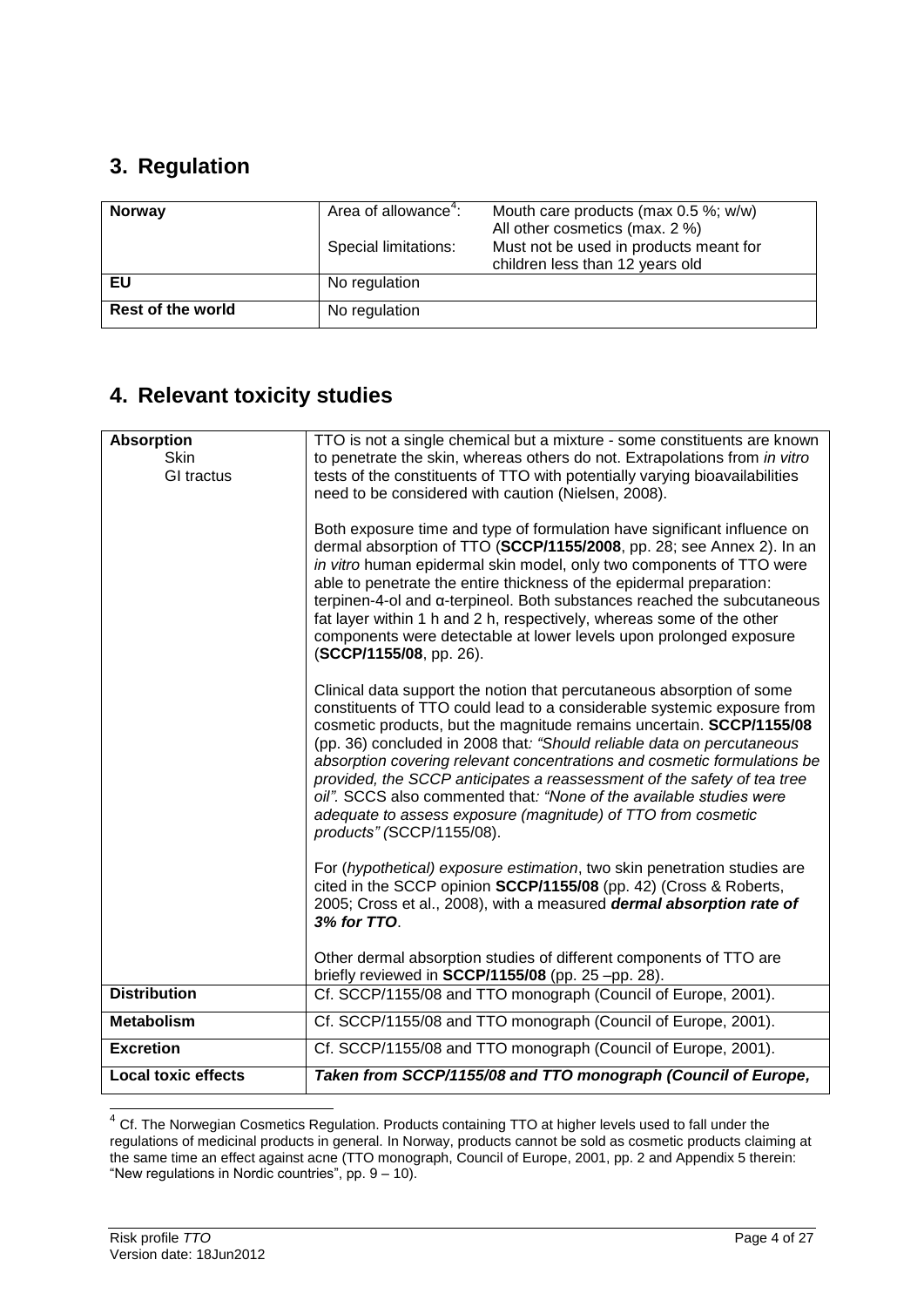## 3. Regulation

| | | |
|---|---|---|
| **Norway** | Area of allowance[4]: | Mouth care products (max 0.5 %; w/w) All other cosmetics (max. 2 %) |
| | Special limitations: | Must not be used in products meant for children less than 12 years old |
| **EU** | No regulation | |
| **Rest of the world** | No regulation | |

## 4. Relevant toxicity studies

| | |
|---|---|
| **Absorption** Skin GI tractus | TTO is not a single chemical but a mixture - some constituents are known to penetrate the skin, whereas others do not. Extrapolations from *in vitro* tests of the constituents of TTO with potentially varying bioavailabilities need to be considered with caution (Nielsen, 2008).<br><br>Both exposure time and type of formulation have significant influence on dermal absorption of TTO (**SCCP/1155/2008**, pp. 28; see Annex 2). In an *in vitro* human epidermal skin model, only two components of TTO were able to penetrate the entire thickness of the epidermal preparation: terpinen-4-ol and α-terpineol. Both substances reached the subcutaneous fat layer within 1 h and 2 h, respectively, whereas some of the other components were detectable at lower levels upon prolonged exposure (**SCCP/1155/08**, pp. 26).<br><br>Clinical data support the notion that percutaneous absorption of some constituents of TTO could lead to a considerable systemic exposure from cosmetic products, but the magnitude remains uncertain. **SCCP/1155/08** (pp. 36) concluded in 2008 that*: "Should reliable data on percutaneous absorption covering relevant concentrations and cosmetic formulations be provided, the SCCP anticipates a reassessment of the safety of tea tree oil".* SCCS also commented that*: "None of the available studies were adequate to assess exposure (magnitude) of TTO from cosmetic products" (*SCCP/1155/08).<br><br>For (*hypothetical) exposure estimation*, two skin penetration studies are cited in the SCCP opinion **SCCP/1155/08** (pp. 42) (Cross & Roberts, 2005; Cross et al., 2008), with a measured ***dermal absorption rate of 3% for TTO***.<br><br>Other dermal absorption studies of different components of TTO are briefly reviewed in **SCCP/1155/08** (pp. 25 –pp. 28). |
| **Distribution** | Cf. SCCP/1155/08 and TTO monograph (Council of Europe, 2001). |
| **Metabolism** | Cf. SCCP/1155/08 and TTO monograph (Council of Europe, 2001). |
| **Excretion** | Cf. SCCP/1155/08 and TTO monograph (Council of Europe, 2001). |
| **Local toxic effects** | ***Taken from SCCP/1155/08 and TTO monograph (Council of Europe,*** |

[4] Cf. The Norwegian Cosmetics Regulation. Products containing TTO at higher levels used to fall under the regulations of medicinal products in general. In Norway, products cannot be sold as cosmetic products claiming at the same time an effect against acne (TTO monograph, Council of Europe, 2001, pp. 2 and Appendix 5 therein: "New regulations in Nordic countries", pp. 9 – 10).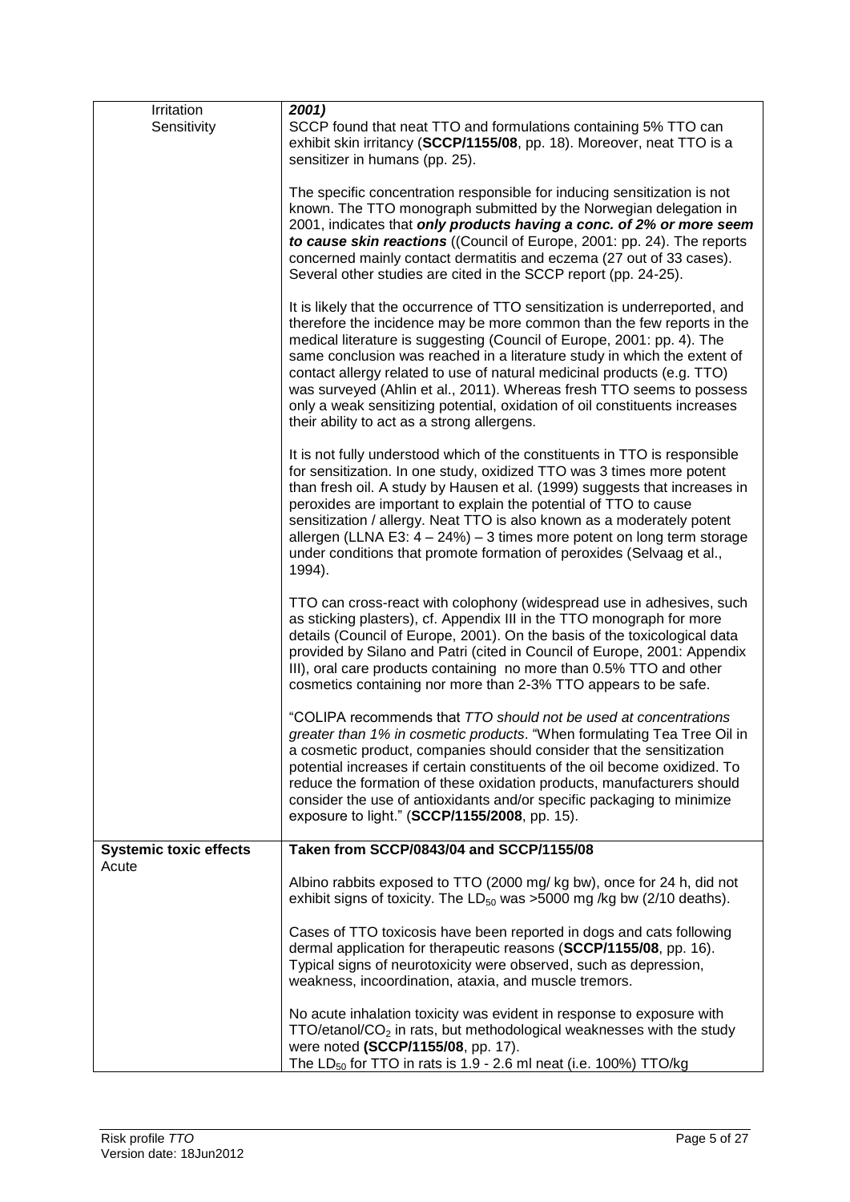| | |
|---|---|
| Irritation<br>Sensitivity | **2001)**<br>SCCP found that neat TTO and formulations containing 5% TTO can exhibit skin irritancy (**SCCP/1155/08**, pp. 18). Moreover, neat TTO is a sensitizer in humans (pp. 25).<br><br>The specific concentration responsible for inducing sensitization is not known. The TTO monograph submitted by the Norwegian delegation in 2001, indicates that ***only products having a conc. of 2% or more seem to cause skin reactions*** ((Council of Europe, 2001: pp. 24). The reports concerned mainly contact dermatitis and eczema (27 out of 33 cases). Several other studies are cited in the SCCP report (pp. 24-25).<br><br>It is likely that the occurrence of TTO sensitization is underreported, and therefore the incidence may be more common than the few reports in the medical literature is suggesting (Council of Europe, 2001: pp. 4). The same conclusion was reached in a literature study in which the extent of contact allergy related to use of natural medicinal products (e.g. TTO) was surveyed (Ahlin et al., 2011). Whereas fresh TTO seems to possess only a weak sensitizing potential, oxidation of oil constituents increases their ability to act as a strong allergens.<br><br>It is not fully understood which of the constituents in TTO is responsible for sensitization. In one study, oxidized TTO was 3 times more potent than fresh oil. A study by Hausen et al. (1999) suggests that increases in peroxides are important to explain the potential of TTO to cause sensitization / allergy. Neat TTO is also known as a moderately potent allergen (LLNA E3: 4 – 24%) – 3 times more potent on long term storage under conditions that promote formation of peroxides (Selvaag et al., 1994).<br><br>TTO can cross-react with colophony (widespread use in adhesives, such as sticking plasters), cf. Appendix III in the TTO monograph for more details (Council of Europe, 2001). On the basis of the toxicological data provided by Silano and Patri (cited in Council of Europe, 2001: Appendix III), oral care products containing no more than 0.5% TTO and other cosmetics containing nor more than 2-3% TTO appears to be safe.<br><br>"COLIPA recommends that *TTO should not be used at concentrations greater than 1% in cosmetic products*. "When formulating Tea Tree Oil in a cosmetic product, companies should consider that the sensitization potential increases if certain constituents of the oil become oxidized. To reduce the formation of these oxidation products, manufacturers should consider the use of antioxidants and/or specific packaging to minimize exposure to light." (**SCCP/1155/2008**, pp. 15). |
| **Systemic toxic effects**<br>Acute | **Taken from SCCP/0843/04 and SCCP/1155/08**<br><br>Albino rabbits exposed to TTO (2000 mg/ kg bw), once for 24 h, did not exhibit signs of toxicity. The $LD_{50}$ was >5000 mg /kg bw (2/10 deaths).<br><br>Cases of TTO toxicosis have been reported in dogs and cats following dermal application for therapeutic reasons (**SCCP/1155/08**, pp. 16). Typical signs of neurotoxicity were observed, such as depression, weakness, incoordination, ataxia, and muscle tremors.<br><br>No acute inhalation toxicity was evident in response to exposure with TTO/etanol/$CO_2$ in rats, but methodological weaknesses with the study were noted **(SCCP/1155/08**, pp. 17).<br>The $LD_{50}$ for TTO in rats is 1.9 - 2.6 ml neat (i.e. 100%) TTO/kg |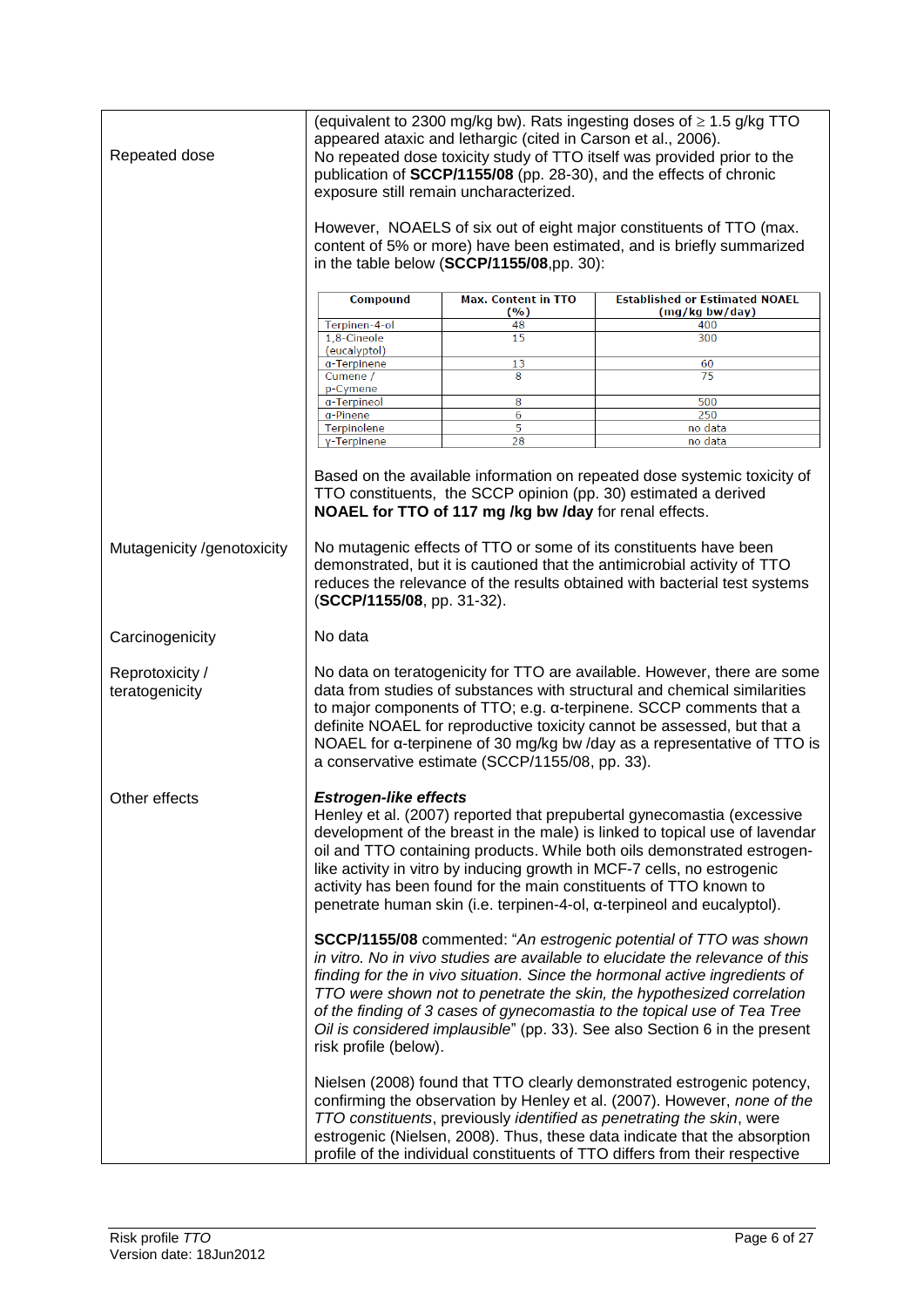| | |
|---|---|
| Repeated dose | (equivalent to 2300 mg/kg bw). Rats ingesting doses of ≥ 1.5 g/kg TTO appeared ataxic and lethargic (cited in Carson et al., 2006). No repeated dose toxicity study of TTO itself was provided prior to the publication of **SCCP/1155/08** (pp. 28-30), and the effects of chronic exposure still remain uncharacterized. However, NOAELS of six out of eight major constituents of TTO (max. content of 5% or more) have been estimated, and is briefly summarized in the table below (**SCCP/1155/08**,pp. 30): |

| Compound | Max. Content in TTO (%) | Established or Estimated NOAEL (mg/kg bw/day) |
|---|---|---|
| Terpinen-4-ol | 48 | 400 |
| 1,8-Cineole (eucalyptol) | 15 | 300 |
| α-Terpinene | 13 | 60 |
| Cumene / p-Cymene | 8 | 75 |
| α-Terpineol | 8 | 500 |
| α-Pinene | 6 | 250 |
| Terpinolene | 5 | no data |
| γ-Terpinene | 28 | no data |

| | |
|---|---|
| | Based on the available information on repeated dose systemic toxicity of TTO constituents, the SCCP opinion (pp. 30) estimated a derived **NOAEL for TTO of 117 mg /kg bw /day** for renal effects. |
| Mutagenicity /genotoxicity | No mutagenic effects of TTO or some of its constituents have been demonstrated, but it is cautioned that the antimicrobial activity of TTO reduces the relevance of the results obtained with bacterial test systems (**SCCP/1155/08**, pp. 31-32). |
| Carcinogenicity | No data |
| Reprotoxicity / teratogenicity | No data on teratogenicity for TTO are available. However, there are some data from studies of substances with structural and chemical similarities to major components of TTO; e.g. α-terpinene. SCCP comments that a definite NOAEL for reproductive toxicity cannot be assessed, but that a NOAEL for α-terpinene of 30 mg/kg bw /day as a representative of TTO is a conservative estimate (SCCP/1155/08, pp. 33). |
| Other effects | ***Estrogen-like effects*** Henley et al. (2007) reported that prepubertal gynecomastia (excessive development of the breast in the male) is linked to topical use of lavendar oil and TTO containing products. While both oils demonstrated estrogen-like activity in vitro by inducing growth in MCF-7 cells, no estrogenic activity has been found for the main constituents of TTO known to penetrate human skin (i.e. terpinen-4-ol, α-terpineol and eucalyptol). **SCCP/1155/08** commented: "*An estrogenic potential of TTO was shown in vitro. No in vivo studies are available to elucidate the relevance of this finding for the in vivo situation. Since the hormonal active ingredients of TTO were shown not to penetrate the skin, the hypothesized correlation of the finding of 3 cases of gynecomastia to the topical use of Tea Tree Oil is considered implausible*" (pp. 33). See also Section 6 in the present risk profile (below). Nielsen (2008) found that TTO clearly demonstrated estrogenic potency, confirming the observation by Henley et al. (2007). However, *none of the TTO constituents*, previously *identified as penetrating the skin*, were estrogenic (Nielsen, 2008). Thus, these data indicate that the absorption profile of the individual constituents of TTO differs from their respective |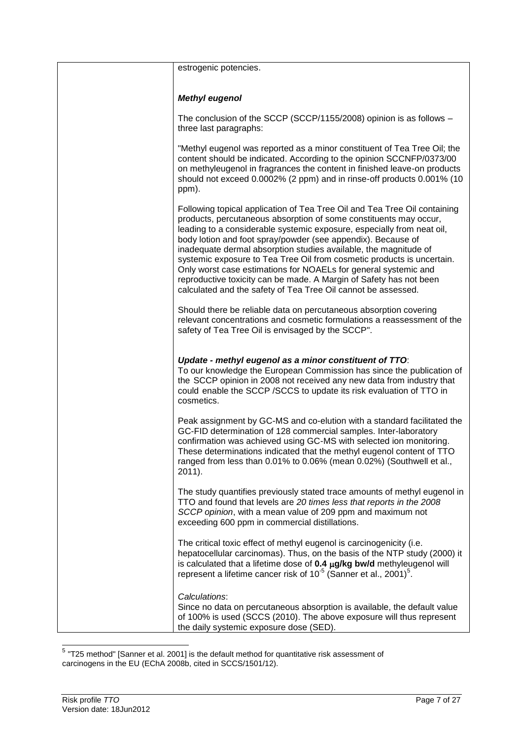estrogenic potencies.

***Methyl eugenol***

The conclusion of the SCCP (SCCP/1155/2008) opinion is as follows – three last paragraphs:

"Methyl eugenol was reported as a minor constituent of Tea Tree Oil; the content should be indicated. According to the opinion SCCNFP/0373/00 on methyleugenol in fragrances the content in finished leave-on products should not exceed 0.0002% (2 ppm) and in rinse-off products 0.001% (10 ppm).

Following topical application of Tea Tree Oil and Tea Tree Oil containing products, percutaneous absorption of some constituents may occur, leading to a considerable systemic exposure, especially from neat oil, body lotion and foot spray/powder (see appendix). Because of inadequate dermal absorption studies available, the magnitude of systemic exposure to Tea Tree Oil from cosmetic products is uncertain. Only worst case estimations for NOAELs for general systemic and reproductive toxicity can be made. A Margin of Safety has not been calculated and the safety of Tea Tree Oil cannot be assessed.

Should there be reliable data on percutaneous absorption covering relevant concentrations and cosmetic formulations a reassessment of the safety of Tea Tree Oil is envisaged by the SCCP".

***Update - methyl eugenol as a minor constituent of TTO***:
To our knowledge the European Commission has since the publication of the SCCP opinion in 2008 not received any new data from industry that could enable the SCCP /SCCS to update its risk evaluation of TTO in cosmetics.

Peak assignment by GC-MS and co-elution with a standard facilitated the GC-FID determination of 128 commercial samples. Inter-laboratory confirmation was achieved using GC-MS with selected ion monitoring. These determinations indicated that the methyl eugenol content of TTO ranged from less than 0.01% to 0.06% (mean 0.02%) (Southwell et al., 2011).

The study quantifies previously stated trace amounts of methyl eugenol in TTO and found that levels are *20 times less that reports in the 2008 SCCP opinion*, with a mean value of 209 ppm and maximum not exceeding 600 ppm in commercial distillations.

The critical toxic effect of methyl eugenol is carcinogenicity (i.e. hepatocellular carcinomas). Thus, on the basis of the NTP study (2000) it is calculated that a lifetime dose of **0.4 μg/kg bw/d** methyleugenol will represent a lifetime cancer risk of $10^{-5}$ (Sanner et al., 2001)[5].

*Calculations*:
Since no data on percutaneous absorption is available, the default value of 100% is used (SCCS (2010). The above exposure will thus represent the daily systemic exposure dose (SED).

---

[5] "T25 method" [Sanner et al. 2001] is the default method for quantitative risk assessment of carcinogens in the EU (EChA 2008b, cited in SCCS/1501/12).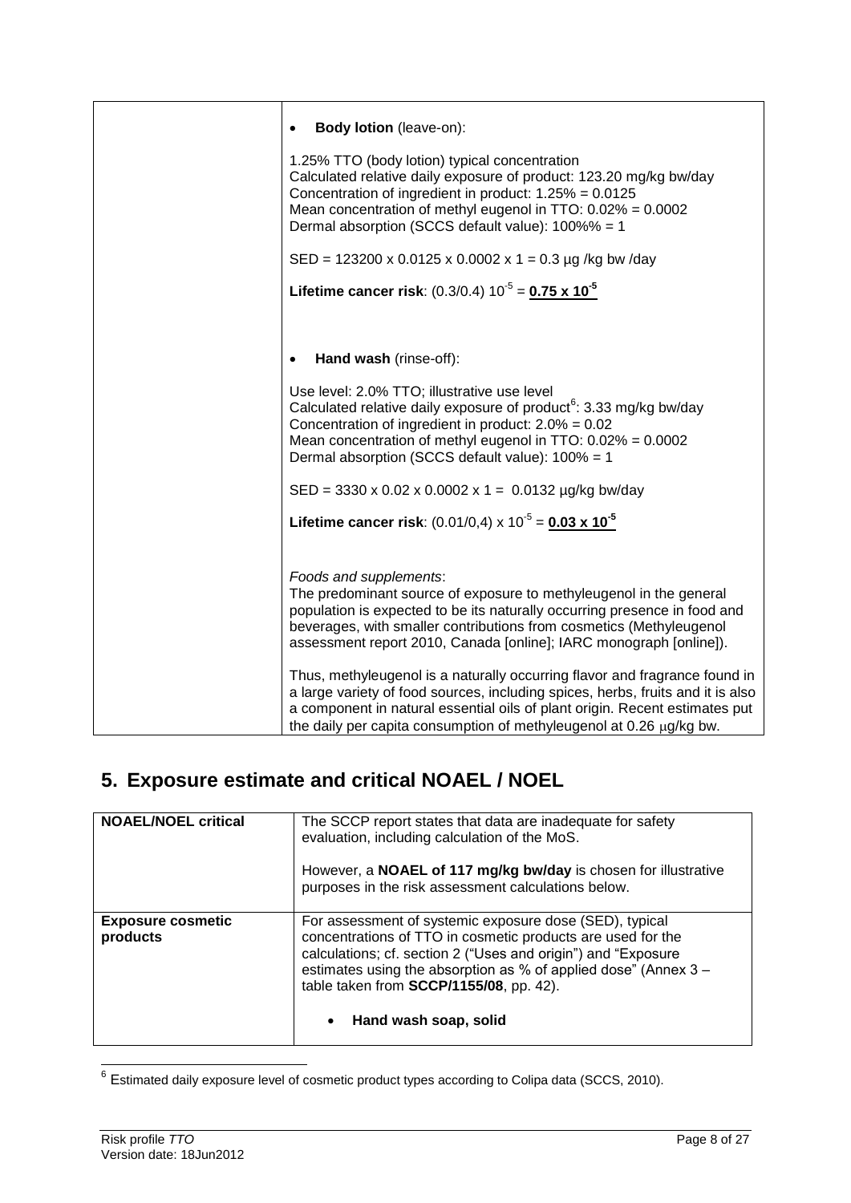| | |
|---|---|
| | • **Body lotion** (leave-on):<br><br>1.25% TTO (body lotion) typical concentration<br>Calculated relative daily exposure of product: 123.20 mg/kg bw/day<br>Concentration of ingredient in product: 1.25% = 0.0125<br>Mean concentration of methyl eugenol in TTO: 0.02% = 0.0002<br>Dermal absorption (SCCS default value): 100%% = 1<br><br>SED = 123200 x 0.0125 x 0.0002 x 1 = 0.3 µg /kg bw /day<br><br>**Lifetime cancer risk**: (0.3/0.4) $10^{-5}$ = **$0.75 \times 10^{-5}$**<br><br>• **Hand wash** (rinse-off):<br><br>Use level: 2.0% TTO; illustrative use level<br>Calculated relative daily exposure of product[6]: 3.33 mg/kg bw/day<br>Concentration of ingredient in product: 2.0% = 0.02<br>Mean concentration of methyl eugenol in TTO: 0.02% = 0.0002<br>Dermal absorption (SCCS default value): 100% = 1<br><br>SED = 3330 x 0.02 x 0.0002 x 1 = 0.0132 µg/kg bw/day<br><br>**Lifetime cancer risk**: (0.01/0,4) x $10^{-5}$ = **$0.03 \times 10^{-5}$**<br><br>*Foods and supplements*:<br>The predominant source of exposure to methyleugenol in the general population is expected to be its naturally occurring presence in food and beverages, with smaller contributions from cosmetics (Methyleugenol assessment report 2010, Canada [online]; IARC monograph [online]).<br><br>Thus, methyleugenol is a naturally occurring flavor and fragrance found in a large variety of food sources, including spices, herbs, fruits and it is also a component in natural essential oils of plant origin. Recent estimates put the daily per capita consumption of methyleugenol at 0.26 µg/kg bw. |

## 5. Exposure estimate and critical NOAEL / NOEL

| | |
|---|---|
| **NOAEL/NOEL critical** | The SCCP report states that data are inadequate for safety evaluation, including calculation of the MoS.<br><br>However, a **NOAEL of 117 mg/kg bw/day** is chosen for illustrative purposes in the risk assessment calculations below. |
| **Exposure cosmetic products** | For assessment of systemic exposure dose (SED), typical concentrations of TTO in cosmetic products are used for the calculations; cf. section 2 ("Uses and origin") and "Exposure estimates using the absorption as % of applied dose" (Annex 3 – table taken from **SCCP/1155/08**, pp. 42).<br><br>• **Hand wash soap, solid** |

[6] Estimated daily exposure level of cosmetic product types according to Colipa data (SCCS, 2010).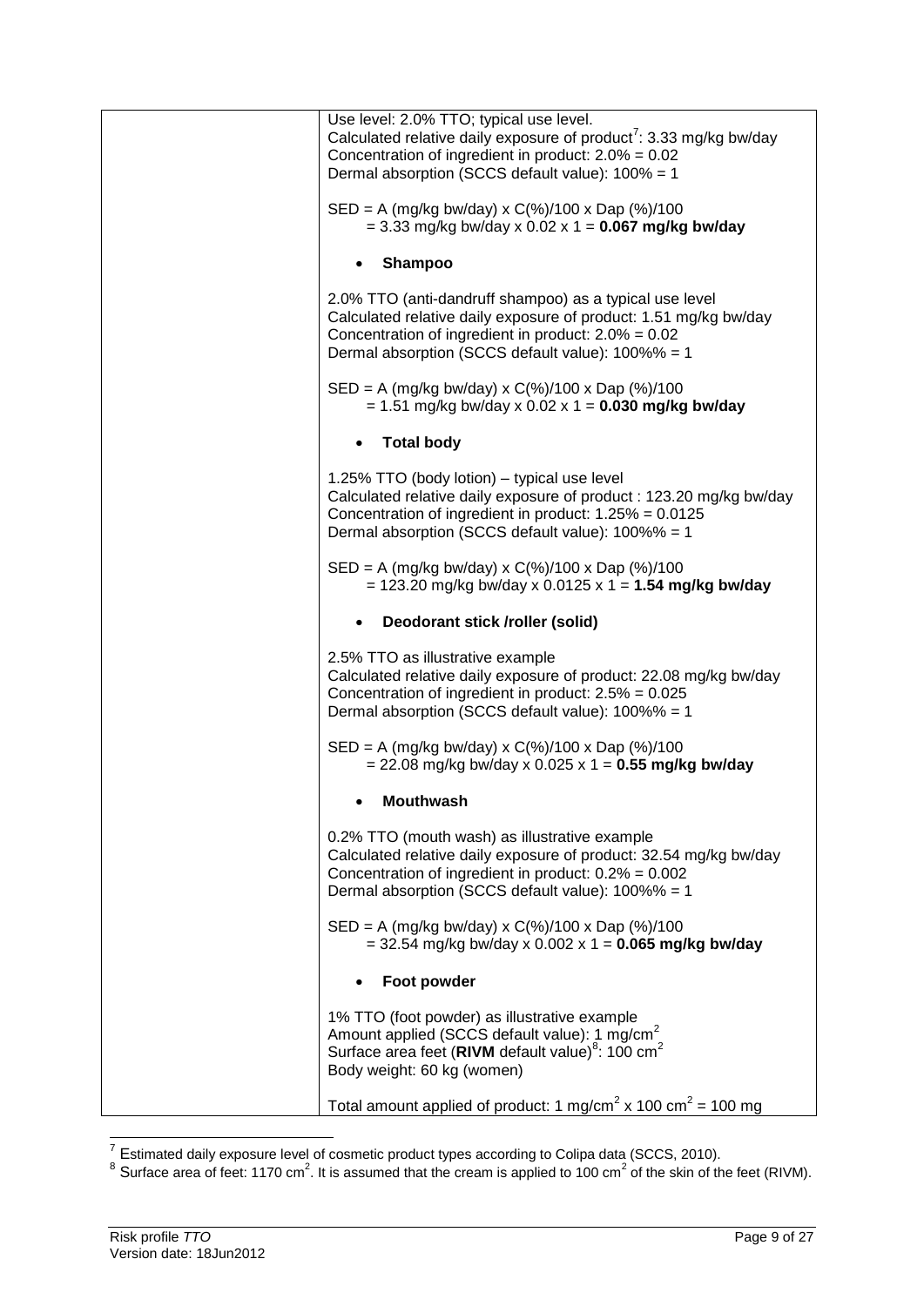| | Use level: 2.0% TTO; typical use level.<br>Calculated relative daily exposure of product[7]: 3.33 mg/kg bw/day<br>Concentration of ingredient in product: 2.0% = 0.02<br>Dermal absorption (SCCS default value): 100% = 1<br><br>SED = A (mg/kg bw/day) x C(%)/100 x Dap (%)/100<br>= 3.33 mg/kg bw/day x 0.02 x 1 = **0.067 mg/kg bw/day**<br><br>• **Shampoo**<br><br>2.0% TTO (anti-dandruff shampoo) as a typical use level<br>Calculated relative daily exposure of product: 1.51 mg/kg bw/day<br>Concentration of ingredient in product: 2.0% = 0.02<br>Dermal absorption (SCCS default value): 100%% = 1<br><br>SED = A (mg/kg bw/day) x C(%)/100 x Dap (%)/100<br>= 1.51 mg/kg bw/day x 0.02 x 1 = **0.030 mg/kg bw/day**<br><br>• **Total body**<br><br>1.25% TTO (body lotion) – typical use level<br>Calculated relative daily exposure of product : 123.20 mg/kg bw/day<br>Concentration of ingredient in product: 1.25% = 0.0125<br>Dermal absorption (SCCS default value): 100%% = 1<br><br>SED = A (mg/kg bw/day) x C(%)/100 x Dap (%)/100<br>= 123.20 mg/kg bw/day x 0.0125 x 1 = **1.54 mg/kg bw/day**<br><br>• **Deodorant stick /roller (solid)**<br><br>2.5% TTO as illustrative example<br>Calculated relative daily exposure of product: 22.08 mg/kg bw/day<br>Concentration of ingredient in product: 2.5% = 0.025<br>Dermal absorption (SCCS default value): 100%% = 1<br><br>SED = A (mg/kg bw/day) x C(%)/100 x Dap (%)/100<br>= 22.08 mg/kg bw/day x 0.025 x 1 = **0.55 mg/kg bw/day**<br><br>• **Mouthwash**<br><br>0.2% TTO (mouth wash) as illustrative example<br>Calculated relative daily exposure of product: 32.54 mg/kg bw/day<br>Concentration of ingredient in product: 0.2% = 0.002<br>Dermal absorption (SCCS default value): 100%% = 1<br><br>SED = A (mg/kg bw/day) x C(%)/100 x Dap (%)/100<br>= 32.54 mg/kg bw/day x 0.002 x 1 = **0.065 mg/kg bw/day**<br><br>• **Foot powder**<br><br>1% TTO (foot powder) as illustrative example<br>Amount applied (SCCS default value): 1 mg/cm$^2$<br>Surface area feet (**RIVM** default value)[8]: 100 cm$^2$<br>Body weight: 60 kg (women)<br><br>Total amount applied of product: 1 mg/cm$^2$ x 100 cm$^2$ = 100 mg |
|---|---|

[7] Estimated daily exposure level of cosmetic product types according to Colipa data (SCCS, 2010).

[8] Surface area of feet: 1170 cm$^2$. It is assumed that the cream is applied to 100 cm$^2$ of the skin of the feet (RIVM).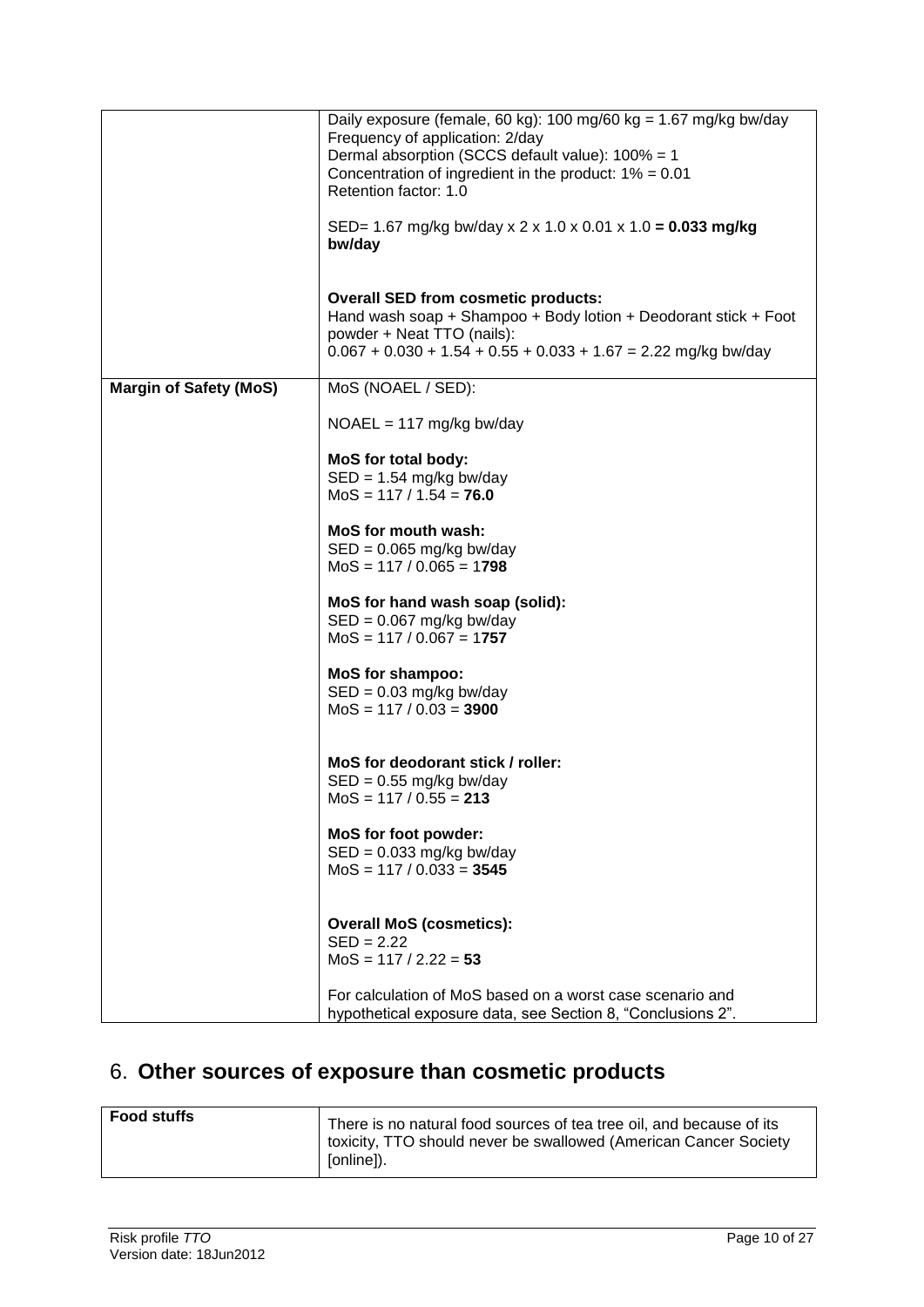|  | Daily exposure (female, 60 kg): 100 mg/60 kg = 1.67 mg/kg bw/day<br>Frequency of application: 2/day<br>Dermal absorption (SCCS default value): 100% = 1<br>Concentration of ingredient in the product: 1% = 0.01<br>Retention factor: 1.0<br><br>SED= 1.67 mg/kg bw/day x 2 x 1.0 x 0.01 x 1.0 **= 0.033 mg/kg bw/day**<br><br>**Overall SED from cosmetic products:**<br>Hand wash soap + Shampoo + Body lotion + Deodorant stick + Foot powder + Neat TTO (nails):<br>0.067 + 0.030 + 1.54 + 0.55 + 0.033 + 1.67 = 2.22 mg/kg bw/day |
|---|---|
| **Margin of Safety (MoS)** | MoS (NOAEL / SED):<br><br>NOAEL = 117 mg/kg bw/day<br><br>**MoS for total body:**<br>SED = 1.54 mg/kg bw/day<br>MoS = 117 / 1.54 = **76.0**<br><br>**MoS for mouth wash:**<br>SED = 0.065 mg/kg bw/day<br>MoS = 117 / 0.065 = 1**798**<br><br>**MoS for hand wash soap (solid):**<br>SED = 0.067 mg/kg bw/day<br>MoS = 117 / 0.067 = 1**757**<br><br>**MoS for shampoo:**<br>SED = 0.03 mg/kg bw/day<br>MoS = 117 / 0.03 = **3900**<br><br>**MoS for deodorant stick / roller:**<br>SED = 0.55 mg/kg bw/day<br>MoS = 117 / 0.55 = **213**<br><br>**MoS for foot powder:**<br>SED = 0.033 mg/kg bw/day<br>MoS = 117 / 0.033 = **3545**<br><br>**Overall MoS (cosmetics):**<br>SED = 2.22<br>MoS = 117 / 2.22 = **53**<br><br>For calculation of MoS based on a worst case scenario and hypothetical exposure data, see Section 8, "Conclusions 2". |

## 6. **Other sources of exposure than cosmetic products**

| **Food stuffs** | There is no natural food sources of tea tree oil, and because of its toxicity, TTO should never be swallowed (American Cancer Society [online]). |
|---|---|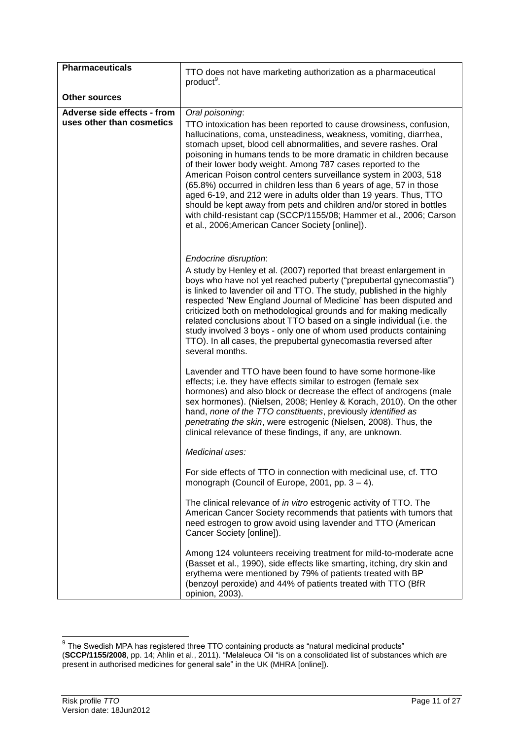| Pharmaceuticals | TTO does not have marketing authorization as a pharmaceutical product[9]. |
|---|---|
| **Other sources** | |
| **Adverse side effects - from uses other than cosmetics** | *Oral poisoning*:<br>TTO intoxication has been reported to cause drowsiness, confusion, hallucinations, coma, unsteadiness, weakness, vomiting, diarrhea, stomach upset, blood cell abnormalities, and severe rashes. Oral poisoning in humans tends to be more dramatic in children because of their lower body weight. Among 787 cases reported to the American Poison control centers surveillance system in 2003, 518 (65.8%) occurred in children less than 6 years of age, 57 in those aged 6-19, and 212 were in adults older than 19 years. Thus, TTO should be kept away from pets and children and/or stored in bottles with child-resistant cap (SCCP/1155/08; Hammer et al., 2006; Carson et al., 2006;American Cancer Society [online]).<br><br>*Endocrine disruption*:<br>A study by Henley et al. (2007) reported that breast enlargement in boys who have not yet reached puberty ("prepubertal gynecomastia") is linked to lavender oil and TTO. The study, published in the highly respected 'New England Journal of Medicine' has been disputed and criticized both on methodological grounds and for making medically related conclusions about TTO based on a single individual (i.e. the study involved 3 boys - only one of whom used products containing TTO). In all cases, the prepubertal gynecomastia reversed after several months.<br><br>Lavender and TTO have been found to have some hormone-like effects; i.e. they have effects similar to estrogen (female sex hormones) and also block or decrease the effect of androgens (male sex hormones). (Nielsen, 2008; Henley & Korach, 2010). On the other hand, *none of the TTO constituents*, previously *identified as penetrating the skin*, were estrogenic (Nielsen, 2008). Thus, the clinical relevance of these findings, if any, are unknown.<br><br>*Medicinal uses:*<br><br>For side effects of TTO in connection with medicinal use, cf. TTO monograph (Council of Europe, 2001, pp. 3 – 4).<br><br>The clinical relevance of *in vitro* estrogenic activity of TTO. The American Cancer Society recommends that patients with tumors that need estrogen to grow avoid using lavender and TTO (American Cancer Society [online]).<br><br>Among 124 volunteers receiving treatment for mild-to-moderate acne (Basset et al., 1990), side effects like smarting, itching, dry skin and erythema were mentioned by 79% of patients treated with BP (benzoyl peroxide) and 44% of patients treated with TTO (BfR opinion, 2003). |

[9] The Swedish MPA has registered three TTO containing products as "natural medicinal products" (**SCCP/1155/2008**, pp. 14; Ahlin et al., 2011). "Melaleuca Oil "is on a consolidated list of substances which are present in authorised medicines for general sale" in the UK (MHRA [online]).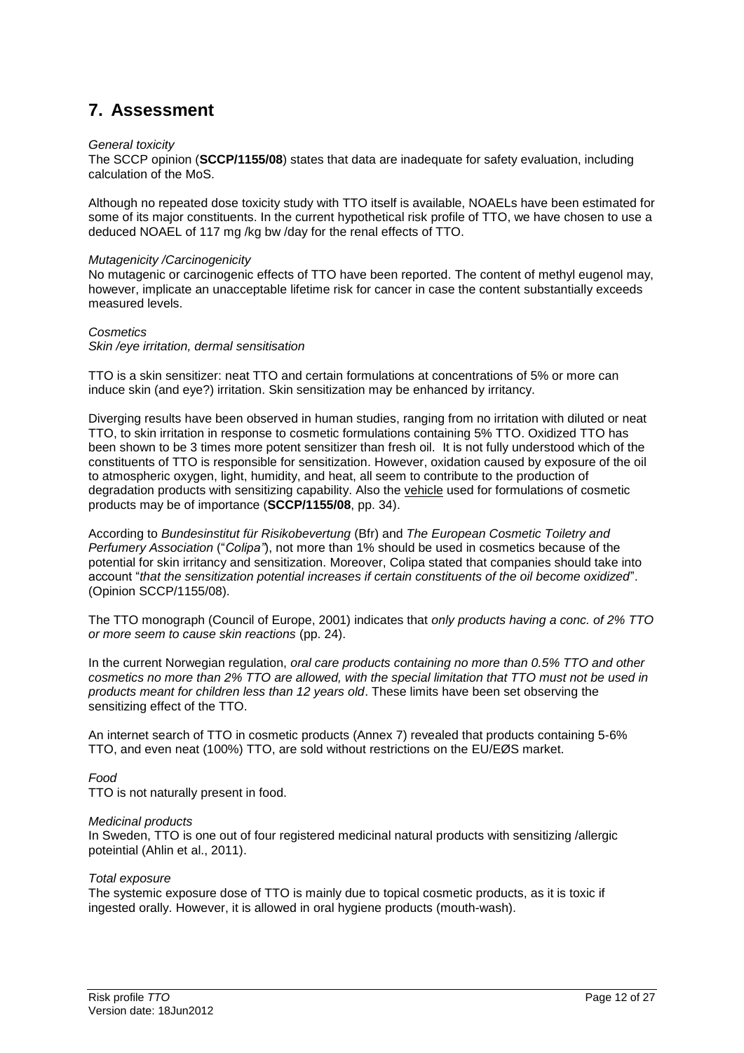## 7. Assessment

*General toxicity*
The SCCP opinion (**SCCP/1155/08**) states that data are inadequate for safety evaluation, including calculation of the MoS.

Although no repeated dose toxicity study with TTO itself is available, NOAELs have been estimated for some of its major constituents. In the current hypothetical risk profile of TTO, we have chosen to use a deduced NOAEL of 117 mg /kg bw /day for the renal effects of TTO.

*Mutagenicity /Carcinogenicity*
No mutagenic or carcinogenic effects of TTO have been reported. The content of methyl eugenol may, however, implicate an unacceptable lifetime risk for cancer in case the content substantially exceeds measured levels.

*Cosmetics*
*Skin /eye irritation, dermal sensitisation*

TTO is a skin sensitizer: neat TTO and certain formulations at concentrations of 5% or more can induce skin (and eye?) irritation. Skin sensitization may be enhanced by irritancy.

Diverging results have been observed in human studies, ranging from no irritation with diluted or neat TTO, to skin irritation in response to cosmetic formulations containing 5% TTO. Oxidized TTO has been shown to be 3 times more potent sensitizer than fresh oil. It is not fully understood which of the constituents of TTO is responsible for sensitization. However, oxidation caused by exposure of the oil to atmospheric oxygen, light, humidity, and heat, all seem to contribute to the production of degradation products with sensitizing capability. Also the vehicle used for formulations of cosmetic products may be of importance (**SCCP/1155/08**, pp. 34).

According to *Bundesinstitut für Risikobevertung* (Bfr) and *The European Cosmetic Toiletry and Perfumery Association* ("*Colipa"*), not more than 1% should be used in cosmetics because of the potential for skin irritancy and sensitization. Moreover, Colipa stated that companies should take into account "*that the sensitization potential increases if certain constituents of the oil become oxidized*". (Opinion SCCP/1155/08).

The TTO monograph (Council of Europe, 2001) indicates that *only products having a conc. of 2% TTO or more seem to cause skin reactions* (pp. 24).

In the current Norwegian regulation, *oral care products containing no more than 0.5% TTO and other cosmetics no more than 2% TTO are allowed, with the special limitation that TTO must not be used in products meant for children less than 12 years old*. These limits have been set observing the sensitizing effect of the TTO.

An internet search of TTO in cosmetic products (Annex 7) revealed that products containing 5-6% TTO, and even neat (100%) TTO, are sold without restrictions on the EU/EØS market.

*Food*
TTO is not naturally present in food.

*Medicinal products*
In Sweden, TTO is one out of four registered medicinal natural products with sensitizing /allergic poteintial (Ahlin et al., 2011).

*Total exposure*
The systemic exposure dose of TTO is mainly due to topical cosmetic products, as it is toxic if ingested orally. However, it is allowed in oral hygiene products (mouth-wash).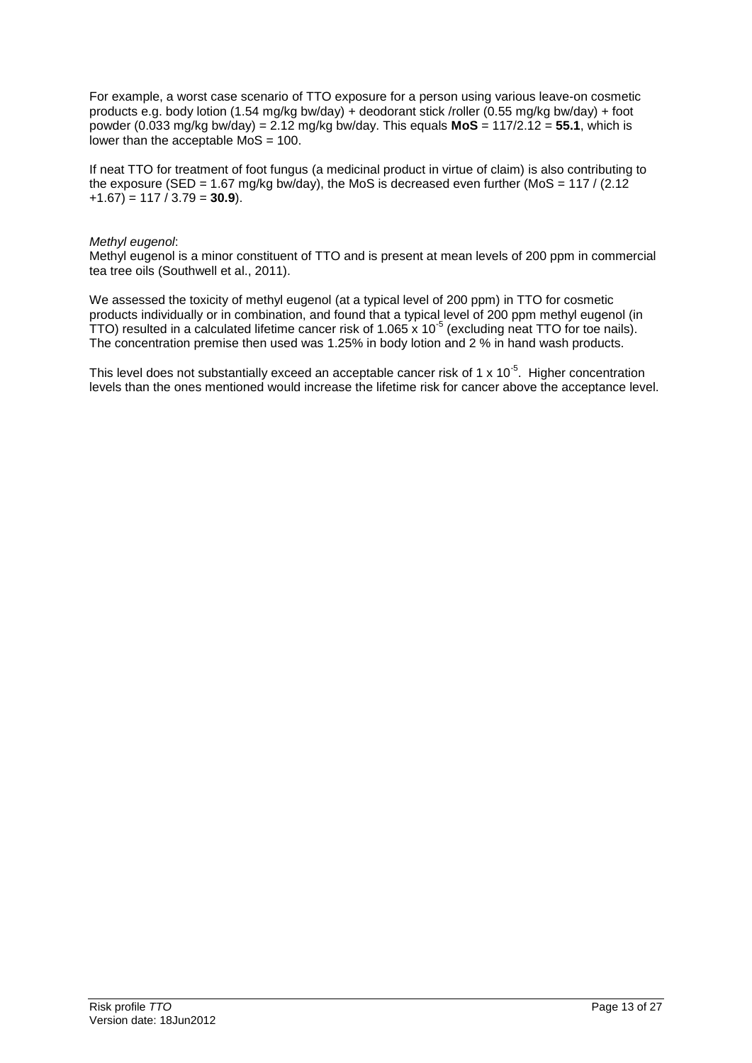For example, a worst case scenario of TTO exposure for a person using various leave-on cosmetic products e.g. body lotion (1.54 mg/kg bw/day) + deodorant stick /roller (0.55 mg/kg bw/day) + foot powder (0.033 mg/kg bw/day) = 2.12 mg/kg bw/day. This equals **MoS** = 117/2.12 = **55.1**, which is lower than the acceptable MoS = 100.

If neat TTO for treatment of foot fungus (a medicinal product in virtue of claim) is also contributing to the exposure (SED = 1.67 mg/kg bw/day), the MoS is decreased even further (MoS = 117 / (2.12 +1.67) = 117 / 3.79 = **30.9**).

*Methyl eugenol*:
Methyl eugenol is a minor constituent of TTO and is present at mean levels of 200 ppm in commercial tea tree oils (Southwell et al., 2011).

We assessed the toxicity of methyl eugenol (at a typical level of 200 ppm) in TTO for cosmetic products individually or in combination, and found that a typical level of 200 ppm methyl eugenol (in TTO) resulted in a calculated lifetime cancer risk of $1.065 \times 10^{-5}$ (excluding neat TTO for toe nails). The concentration premise then used was 1.25% in body lotion and 2 % in hand wash products.

This level does not substantially exceed an acceptable cancer risk of $1 \times 10^{-5}$. Higher concentration levels than the ones mentioned would increase the lifetime risk for cancer above the acceptance level.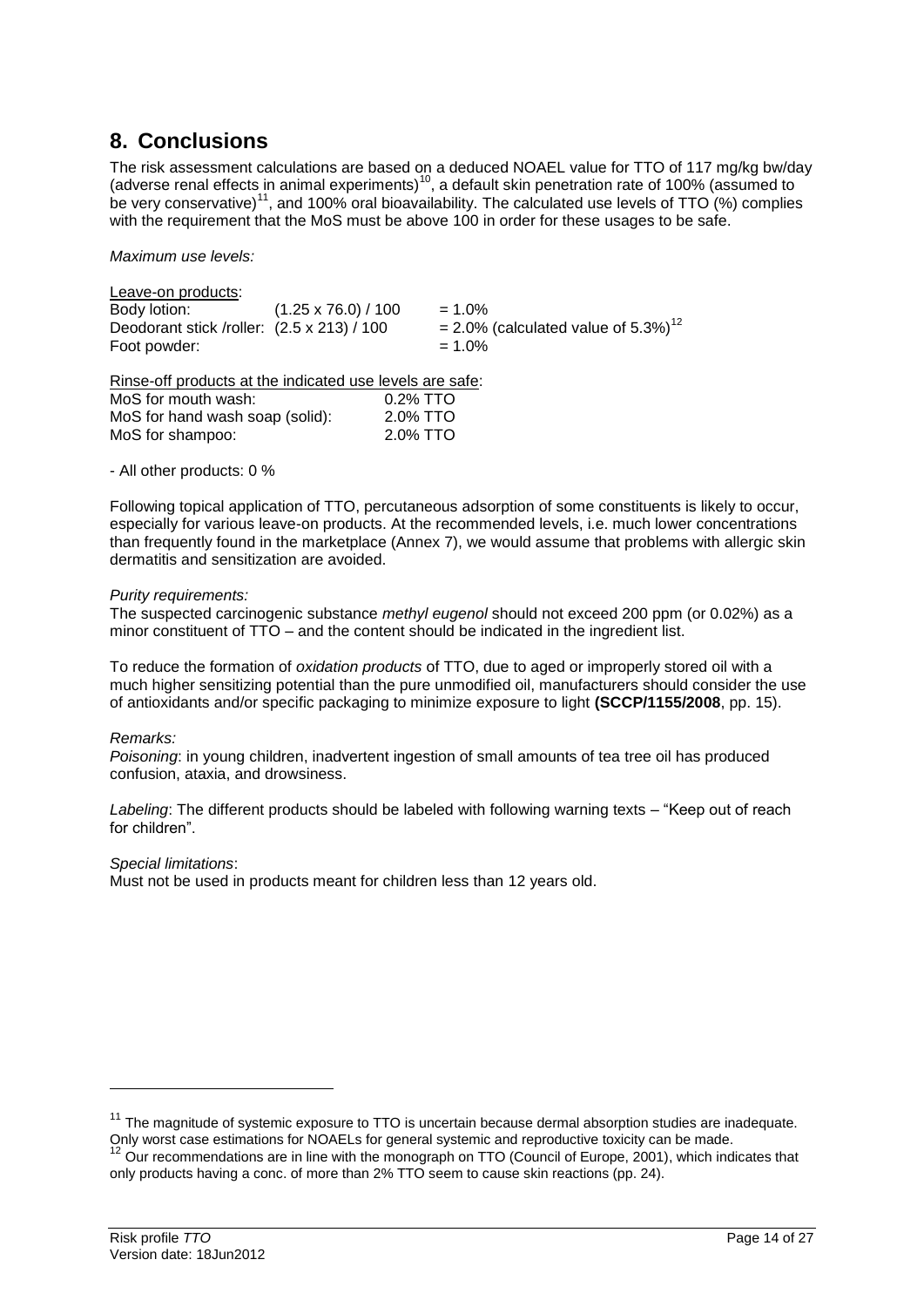## 8. Conclusions

The risk assessment calculations are based on a deduced NOAEL value for TTO of 117 mg/kg bw/day (adverse renal effects in animal experiments)[10], a default skin penetration rate of 100% (assumed to be very conservative)[11], and 100% oral bioavailability. The calculated use levels of TTO (%) complies with the requirement that the MoS must be above 100 in order for these usages to be safe.

*Maximum use levels:*

Leave-on products:

| | | |
|---|---|---|
| Body lotion: | (1.25 x 76.0) / 100 | = 1.0% |
| Deodorant stick /roller: | (2.5 x 213) / 100 | = 2.0% (calculated value of 5.3%)[12] |
| Foot powder: | | = 1.0% |

Rinse-off products at the indicated use levels are safe:

| | |
|---|---|
| MoS for mouth wash: | 0.2% TTO |
| MoS for hand wash soap (solid): | 2.0% TTO |
| MoS for shampoo: | 2.0% TTO |

- All other products: 0 %

Following topical application of TTO, percutaneous adsorption of some constituents is likely to occur, especially for various leave-on products. At the recommended levels, i.e. much lower concentrations than frequently found in the marketplace (Annex 7), we would assume that problems with allergic skin dermatitis and sensitization are avoided.

*Purity requirements:*
The suspected carcinogenic substance *methyl eugenol* should not exceed 200 ppm (or 0.02%) as a minor constituent of TTO – and the content should be indicated in the ingredient list.

To reduce the formation of *oxidation products* of TTO, due to aged or improperly stored oil with a much higher sensitizing potential than the pure unmodified oil, manufacturers should consider the use of antioxidants and/or specific packaging to minimize exposure to light **(SCCP/1155/2008**, pp. 15).

*Remarks:*
*Poisoning*: in young children, inadvertent ingestion of small amounts of tea tree oil has produced confusion, ataxia, and drowsiness.

*Labeling*: The different products should be labeled with following warning texts – "Keep out of reach for children".

*Special limitations*:
Must not be used in products meant for children less than 12 years old.

---

[11] The magnitude of systemic exposure to TTO is uncertain because dermal absorption studies are inadequate. Only worst case estimations for NOAELs for general systemic and reproductive toxicity can be made.

[12] Our recommendations are in line with the monograph on TTO (Council of Europe, 2001), which indicates that only products having a conc. of more than 2% TTO seem to cause skin reactions (pp. 24).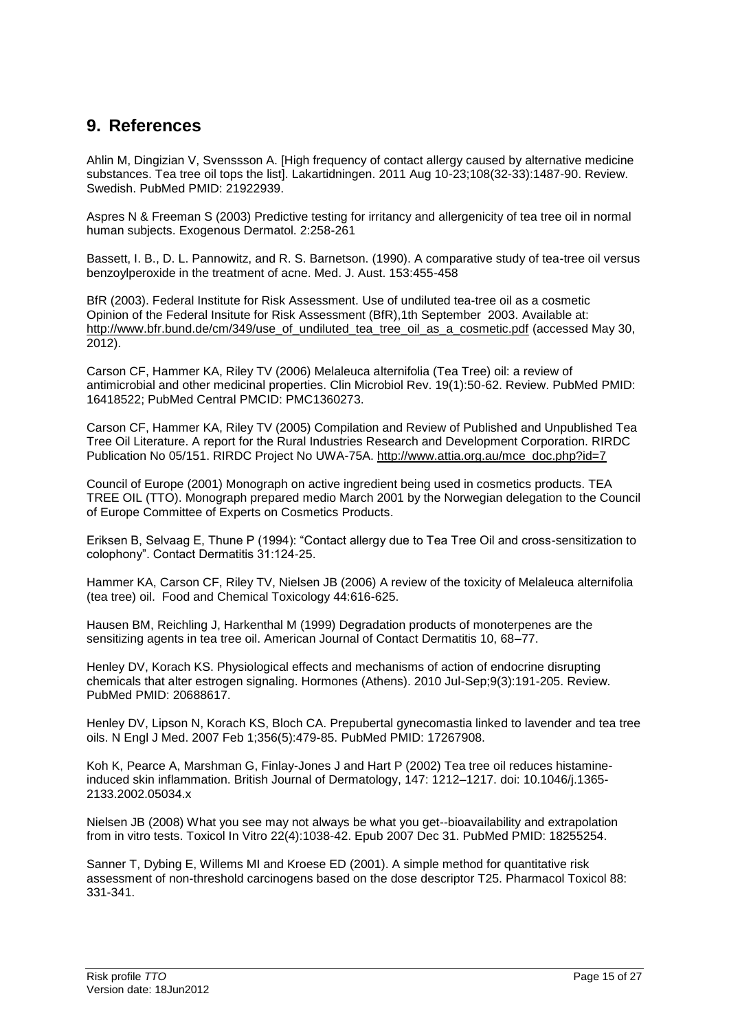## 9. References

Ahlin M, Dingizian V, Svenssson A. [High frequency of contact allergy caused by alternative medicine substances. Tea tree oil tops the list]. Lakartidningen. 2011 Aug 10-23;108(32-33):1487-90. Review. Swedish. PubMed PMID: 21922939.

Aspres N & Freeman S (2003) Predictive testing for irritancy and allergenicity of tea tree oil in normal human subjects. Exogenous Dermatol. 2:258-261

Bassett, I. B., D. L. Pannowitz, and R. S. Barnetson. (1990). A comparative study of tea-tree oil versus benzoylperoxide in the treatment of acne. Med. J. Aust. 153:455-458

BfR (2003). Federal Institute for Risk Assessment. Use of undiluted tea-tree oil as a cosmetic Opinion of the Federal Insitute for Risk Assessment (BfR),1th September 2003. Available at: http://www.bfr.bund.de/cm/349/use_of_undiluted_tea_tree_oil_as_a_cosmetic.pdf (accessed May 30, 2012).

Carson CF, Hammer KA, Riley TV (2006) Melaleuca alternifolia (Tea Tree) oil: a review of antimicrobial and other medicinal properties. Clin Microbiol Rev. 19(1):50-62. Review. PubMed PMID: 16418522; PubMed Central PMCID: PMC1360273.

Carson CF, Hammer KA, Riley TV (2005) Compilation and Review of Published and Unpublished Tea Tree Oil Literature. A report for the Rural Industries Research and Development Corporation. RIRDC Publication No 05/151. RIRDC Project No UWA-75A. http://www.attia.org.au/mce_doc.php?id=7

Council of Europe (2001) Monograph on active ingredient being used in cosmetics products. TEA TREE OIL (TTO). Monograph prepared medio March 2001 by the Norwegian delegation to the Council of Europe Committee of Experts on Cosmetics Products.

Eriksen B, Selvaag E, Thune P (1994): "Contact allergy due to Tea Tree Oil and cross-sensitization to colophony". Contact Dermatitis 31:124-25.

Hammer KA, Carson CF, Riley TV, Nielsen JB (2006) A review of the toxicity of Melaleuca alternifolia (tea tree) oil. Food and Chemical Toxicology 44:616-625.

Hausen BM, Reichling J, Harkenthal M (1999) Degradation products of monoterpenes are the sensitizing agents in tea tree oil. American Journal of Contact Dermatitis 10, 68–77.

Henley DV, Korach KS. Physiological effects and mechanisms of action of endocrine disrupting chemicals that alter estrogen signaling. Hormones (Athens). 2010 Jul-Sep;9(3):191-205. Review. PubMed PMID: 20688617.

Henley DV, Lipson N, Korach KS, Bloch CA. Prepubertal gynecomastia linked to lavender and tea tree oils. N Engl J Med. 2007 Feb 1;356(5):479-85. PubMed PMID: 17267908.

Koh K, Pearce A, Marshman G, Finlay-Jones J and Hart P (2002) Tea tree oil reduces histamine-induced skin inflammation. British Journal of Dermatology, 147: 1212–1217. doi: 10.1046/j.1365-2133.2002.05034.x

Nielsen JB (2008) What you see may not always be what you get--bioavailability and extrapolation from in vitro tests. Toxicol In Vitro 22(4):1038-42. Epub 2007 Dec 31. PubMed PMID: 18255254.

Sanner T, Dybing E, Willems MI and Kroese ED (2001). A simple method for quantitative risk assessment of non-threshold carcinogens based on the dose descriptor T25. Pharmacol Toxicol 88: 331-341.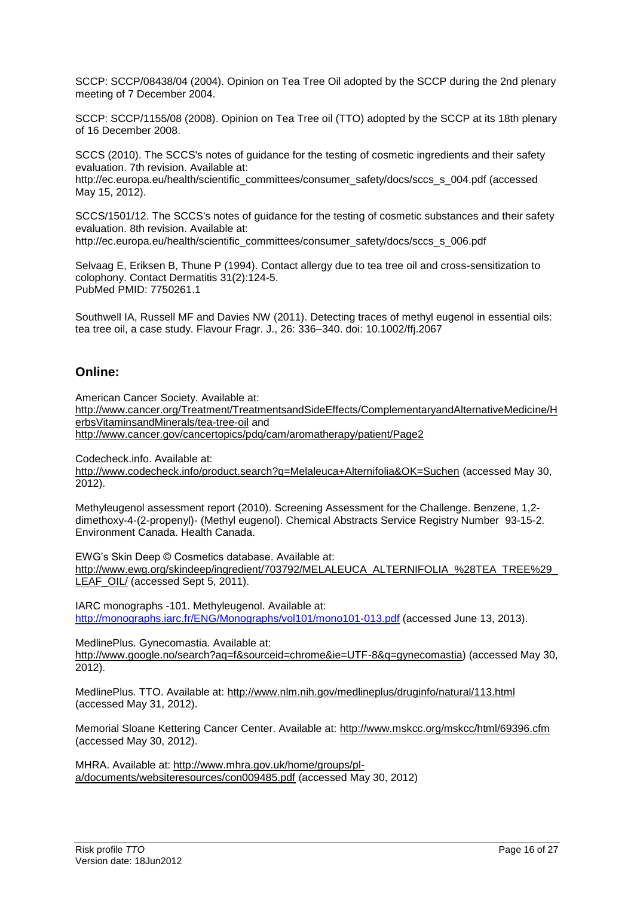SCCP: SCCP/08438/04 (2004). Opinion on Tea Tree Oil adopted by the SCCP during the 2nd plenary meeting of 7 December 2004.

SCCP: SCCP/1155/08 (2008). Opinion on Tea Tree oil (TTO) adopted by the SCCP at its 18th plenary of 16 December 2008.

SCCS (2010). The SCCS's notes of guidance for the testing of cosmetic ingredients and their safety evaluation. 7th revision. Available at: http://ec.europa.eu/health/scientific_committees/consumer_safety/docs/sccs_s_004.pdf (accessed May 15, 2012).

SCCS/1501/12. The SCCS's notes of guidance for the testing of cosmetic substances and their safety evaluation. 8th revision. Available at: http://ec.europa.eu/health/scientific_committees/consumer_safety/docs/sccs_s_006.pdf

Selvaag E, Eriksen B, Thune P (1994). Contact allergy due to tea tree oil and cross-sensitization to colophony. Contact Dermatitis 31(2):124-5.
PubMed PMID: 7750261.1

Southwell IA, Russell MF and Davies NW (2011). Detecting traces of methyl eugenol in essential oils: tea tree oil, a case study. Flavour Fragr. J., 26: 336–340. doi: 10.1002/ffj.2067

## Online:

American Cancer Society. Available at: http://www.cancer.org/Treatment/TreatmentsandSideEffects/ComplementaryandAlternativeMedicine/HerbsVitaminsandMinerals/tea-tree-oil and http://www.cancer.gov/cancertopics/pdq/cam/aromatherapy/patient/Page2

Codecheck.info. Available at: http://www.codecheck.info/product.search?q=Melaleuca+Alternifolia&OK=Suchen (accessed May 30, 2012).

Methyleugenol assessment report (2010). Screening Assessment for the Challenge. Benzene, 1,2-dimethoxy-4-(2-propenyl)- (Methyl eugenol). Chemical Abstracts Service Registry Number 93-15-2. Environment Canada. Health Canada.

EWG's Skin Deep © Cosmetics database. Available at: http://www.ewg.org/skindeep/ingredient/703792/MELALEUCA_ALTERNIFOLIA_%28TEA_TREE%29_LEAF_OIL/ (accessed Sept 5, 2011).

IARC monographs -101. Methyleugenol. Available at: http://monographs.iarc.fr/ENG/Monographs/vol101/mono101-013.pdf (accessed June 13, 2013).

MedlinePlus. Gynecomastia. Available at: http://www.google.no/search?aq=f&sourceid=chrome&ie=UTF-8&q=gynecomastia) (accessed May 30, 2012).

MedlinePlus. TTO. Available at: http://www.nlm.nih.gov/medlineplus/druginfo/natural/113.html (accessed May 31, 2012).

Memorial Sloane Kettering Cancer Center. Available at: http://www.mskcc.org/mskcc/html/69396.cfm (accessed May 30, 2012).

MHRA. Available at: http://www.mhra.gov.uk/home/groups/pl-a/documents/websiteresources/con009485.pdf (accessed May 30, 2012)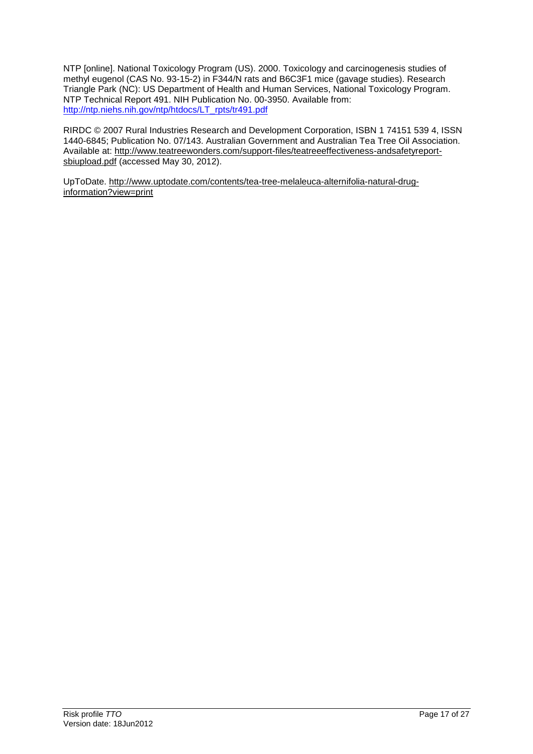NTP [online]. National Toxicology Program (US). 2000. Toxicology and carcinogenesis studies of methyl eugenol (CAS No. 93-15-2) in F344/N rats and B6C3F1 mice (gavage studies). Research Triangle Park (NC): US Department of Health and Human Services, National Toxicology Program. NTP Technical Report 491. NIH Publication No. 00-3950. Available from: http://ntp.niehs.nih.gov/ntp/htdocs/LT_rpts/tr491.pdf

RIRDC © 2007 Rural Industries Research and Development Corporation, ISBN 1 74151 539 4, ISSN 1440-6845; Publication No. 07/143. Australian Government and Australian Tea Tree Oil Association. Available at: http://www.teatreewonders.com/support-files/teatreeeffectiveness-andsafetyreport-sbiupload.pdf (accessed May 30, 2012).

UpToDate. http://www.uptodate.com/contents/tea-tree-melaleuca-alternifolia-natural-drug-information?view=print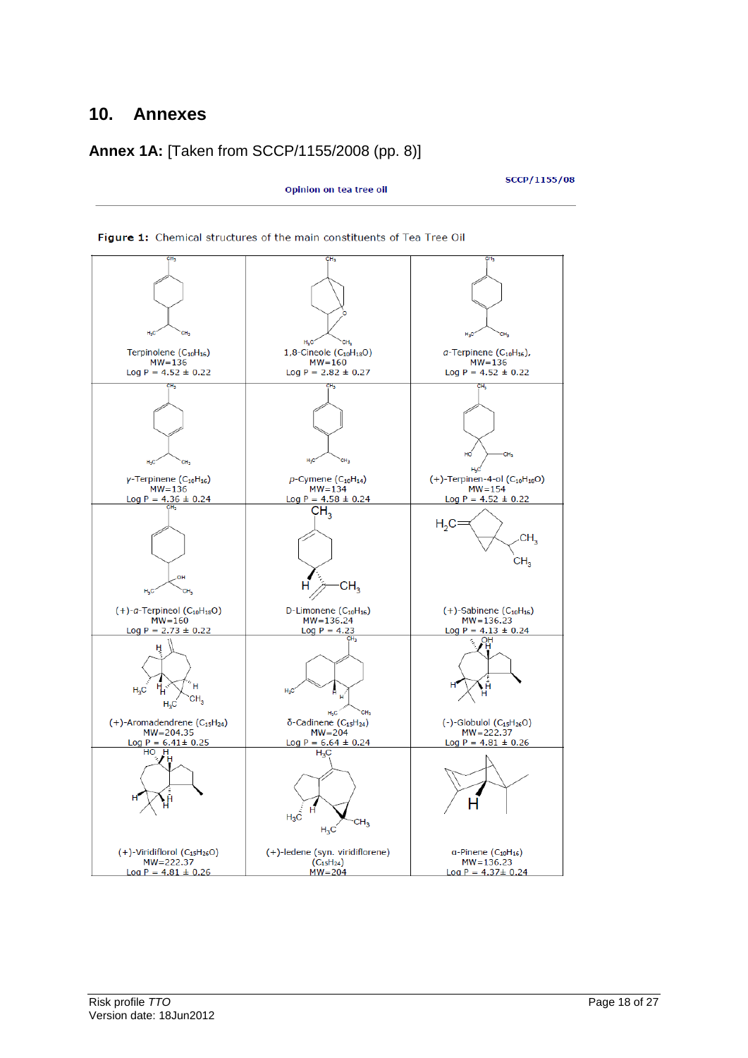# 10. Annexes

## Annex 1A: [Taken from SCCP/1155/2008 (pp. 8)]

Opinion on tea tree oil

SCCP/1155/08

**Figure 1:** Chemical structures of the main constituents of Tea Tree Oil

| | | |
|---|---|---|
| Terpinolene ($C_{10}H_{16}$)<br>MW=136<br>Log P = 4.52 ± 0.22 | 1,8-Cineole ($C_{10}H_{18}O$)<br>MW=160<br>Log P = 2.82 ± 0.27 | α-Terpinene ($C_{10}H_{16}$),<br>MW=136<br>Log P = 4.52 ± 0.22 |
| γ-Terpinene ($C_{10}H_{16}$)<br>MW=136<br>Log P = 4.36 ± 0.24 | *p*-Cymene ($C_{10}H_{14}$)<br>MW=134<br>Log P = 4.58 ± 0.24 | (+)-Terpinen-4-ol ($C_{10}H_{18}O$)<br>MW=154<br>Log P = 4.52 ± 0.22 |
| (+)-α-Terpineol ($C_{10}H_{18}O$)<br>MW=160<br>Log P = 2.73 ± 0.22 | D-Limonene ($C_{10}H_{16}$)<br>MW=136.24<br>Log P = 4.23 | (+)-Sabinene ($C_{10}H_{16}$)<br>MW=136.23<br>Log P = 4.13 ± 0.24 |
| (+)-Aromadendrene ($C_{15}H_{24}$)<br>MW=204.35<br>Log P = 6.41± 0.25 | δ-Cadinene ($C_{15}H_{24}$)<br>MW=204<br>Log P = 6.64 ± 0.24 | (-)-Globulol ($C_{15}H_{26}O$)<br>MW=222.37<br>Log P = 4.81 ± 0.26 |
| (+)-Viridiflorol ($C_{15}H_{26}O$)<br>MW=222.37<br>Log P = 4.81 ± 0.26 | (+)-ledene (syn. viridiflorene)<br>($C_{15}H_{24}$)<br>MW=204 | α-Pinene ($C_{10}H_{16}$)<br>MW=136.23<br>Log P = 4.37± 0.24 |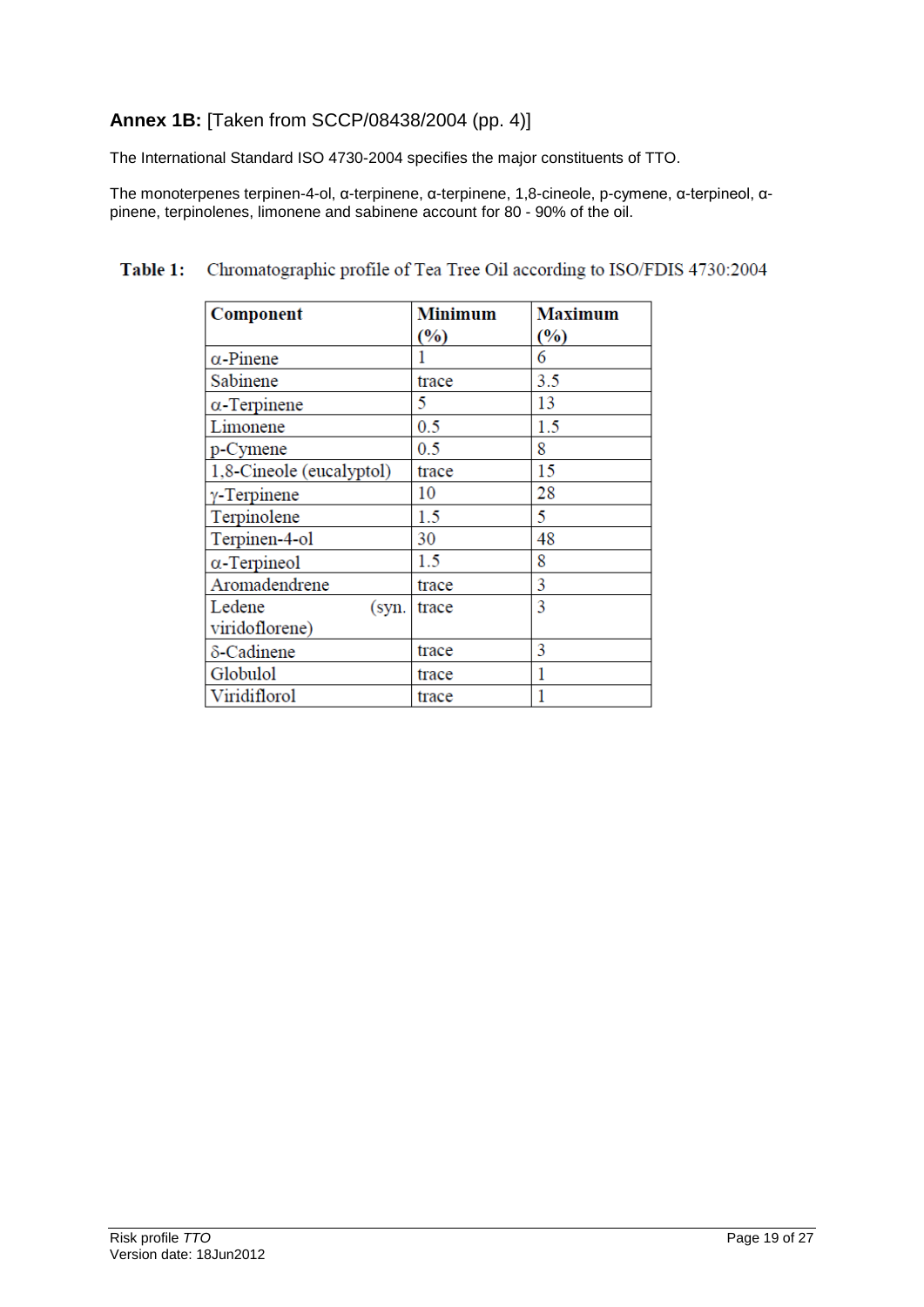**Annex 1B:** [Taken from SCCP/08438/2004 (pp. 4)]

The International Standard ISO 4730-2004 specifies the major constituents of TTO.

The monoterpenes terpinen-4-ol, α-terpinene, α-terpinene, 1,8-cineole, p-cymene, α-terpineol, α-pinene, terpinolenes, limonene and sabinene account for 80 - 90% of the oil.

**Table 1:** Chromatographic profile of Tea Tree Oil according to ISO/FDIS 4730:2004

| Component | Minimum (%) | Maximum (%) |
|---|---|---|
| α-Pinene | 1 | 6 |
| Sabinene | trace | 3.5 |
| α-Terpinene | 5 | 13 |
| Limonene | 0.5 | 1.5 |
| p-Cymene | 0.5 | 8 |
| 1,8-Cineole (eucalyptol) | trace | 15 |
| γ-Terpinene | 10 | 28 |
| Terpinolene | 1.5 | 5 |
| Terpinen-4-ol | 30 | 48 |
| α-Terpineol | 1.5 | 8 |
| Aromadendrene | trace | 3 |
| Ledene (syn. viridoflorene) | trace | 3 |
| δ-Cadinene | trace | 3 |
| Globulol | trace | 1 |
| Viridiflorol | trace | 1 |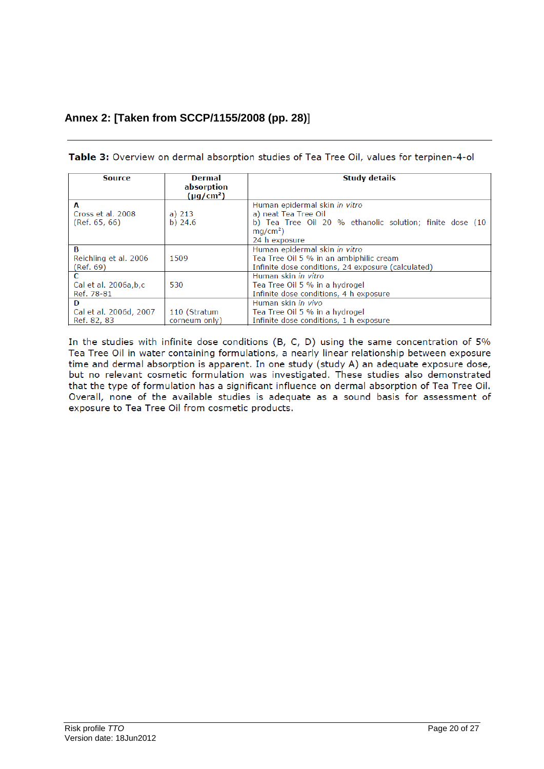## Annex 2: [Taken from SCCP/1155/2008 (pp. 28)]

**Table 3:** Overview on dermal absorption studies of Tea Tree Oil, values for terpinen-4-ol

| Source | Dermal absorption (µg/cm²) | Study details |
|---|---|---|
| **A**<br>Cross et al. 2008<br>(Ref. 65, 66) | a) 213<br>b) 24.6 | Human epidermal skin *in vitro*<br>a) neat Tea Tree Oil<br>b) Tea Tree Oil 20 % ethanolic solution; finite dose (10 mg/cm²)<br>24 h exposure |
| **B**<br>Reichling et al. 2006<br>(Ref. 69) | 1509 | Human epidermal skin *in vitro*<br>Tea Tree Oil 5 % in an ambiphilic cream<br>Infinite dose conditions, 24 exposure (calculated) |
| **C**<br>Cal et al. 2006a,b,c<br>Ref. 78-81 | 530 | Human skin *in vitro*<br>Tea Tree Oil 5 % in a hydrogel<br>Infinite dose conditions, 4 h exposure |
| **D**<br>Cal et al. 2006d, 2007<br>Ref. 82, 83 | 110 (Stratum corneum only) | Human skin *in vivo*<br>Tea Tree Oil 5 % in a hydrogel<br>Infinite dose conditions, 1 h exposure |

In the studies with infinite dose conditions (B, C, D) using the same concentration of 5% Tea Tree Oil in water containing formulations, a nearly linear relationship between exposure time and dermal absorption is apparent. In one study (study A) an adequate exposure dose, but no relevant cosmetic formulation was investigated. These studies also demonstrated that the type of formulation has a significant influence on dermal absorption of Tea Tree Oil. Overall, none of the available studies is adequate as a sound basis for assessment of exposure to Tea Tree Oil from cosmetic products.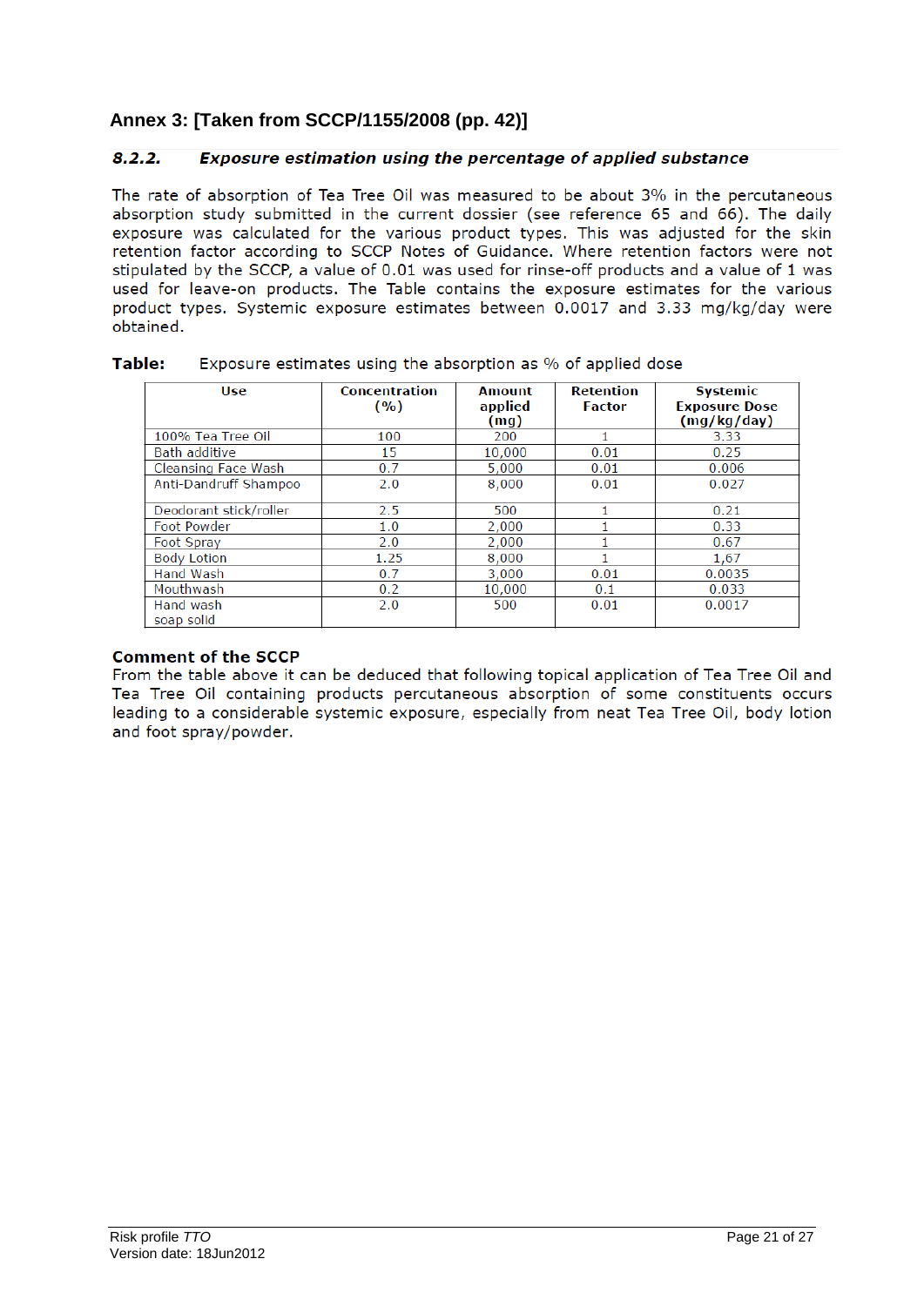## Annex 3: [Taken from SCCP/1155/2008 (pp. 42)]

### *8.2.2. Exposure estimation using the percentage of applied substance*

The rate of absorption of Tea Tree Oil was measured to be about 3% in the percutaneous absorption study submitted in the current dossier (see reference 65 and 66). The daily exposure was calculated for the various product types. This was adjusted for the skin retention factor according to SCCP Notes of Guidance. Where retention factors were not stipulated by the SCCP, a value of 0.01 was used for rinse-off products and a value of 1 was used for leave-on products. The Table contains the exposure estimates for the various product types. Systemic exposure estimates between 0.0017 and 3.33 mg/kg/day were obtained.

**Table:** Exposure estimates using the absorption as % of applied dose

| Use | Concentration (%) | Amount applied (mg) | Retention Factor | Systemic Exposure Dose (mg/kg/day) |
|---|---|---|---|---|
| 100% Tea Tree Oil | 100 | 200 | 1 | 3.33 |
| Bath additive | 15 | 10,000 | 0.01 | 0.25 |
| Cleansing Face Wash | 0.7 | 5,000 | 0.01 | 0.006 |
| Anti-Dandruff Shampoo | 2.0 | 8,000 | 0.01 | 0.027 |
| Deodorant stick/roller | 2.5 | 500 | 1 | 0.21 |
| Foot Powder | 1.0 | 2,000 | 1 | 0.33 |
| Foot Spray | 2.0 | 2,000 | 1 | 0.67 |
| Body Lotion | 1.25 | 8,000 | 1 | 1,67 |
| Hand Wash | 0.7 | 3,000 | 0.01 | 0.0035 |
| Mouthwash | 0.2 | 10,000 | 0.1 | 0.033 |
| Hand wash soap solid | 2.0 | 500 | 0.01 | 0.0017 |

**Comment of the SCCP**

From the table above it can be deduced that following topical application of Tea Tree Oil and Tea Tree Oil containing products percutaneous absorption of some constituents occurs leading to a considerable systemic exposure, especially from neat Tea Tree Oil, body lotion and foot spray/powder.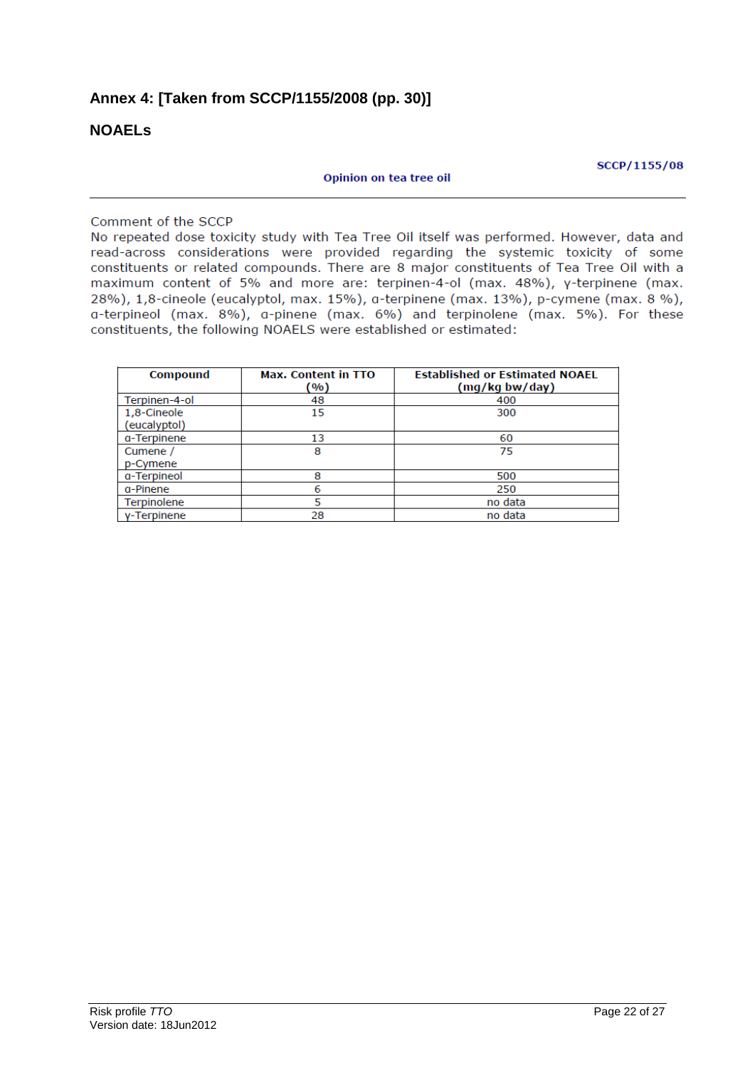## Annex 4: [Taken from SCCP/1155/2008 (pp. 30)]

### NOAELs

SCCP/1155/08

Opinion on tea tree oil

Comment of the SCCP

No repeated dose toxicity study with Tea Tree Oil itself was performed. However, data and read-across considerations were provided regarding the systemic toxicity of some constituents or related compounds. There are 8 major constituents of Tea Tree Oil with a maximum content of 5% and more are: terpinen-4-ol (max. 48%), γ-terpinene (max. 28%), 1,8-cineole (eucalyptol, max. 15%), α-terpinene (max. 13%), p-cymene (max. 8 %), α-terpineol (max. 8%), α-pinene (max. 6%) and terpinolene (max. 5%). For these constituents, the following NOAELS were established or estimated:

| Compound | Max. Content in TTO (%) | Established or Estimated NOAEL (mg/kg bw/day) |
|---|---|---|
| Terpinen-4-ol | 48 | 400 |
| 1,8-Cineole (eucalyptol) | 15 | 300 |
| α-Terpinene | 13 | 60 |
| Cumene / p-Cymene | 8 | 75 |
| α-Terpineol | 8 | 500 |
| α-Pinene | 6 | 250 |
| Terpinolene | 5 | no data |
| γ-Terpinene | 28 | no data |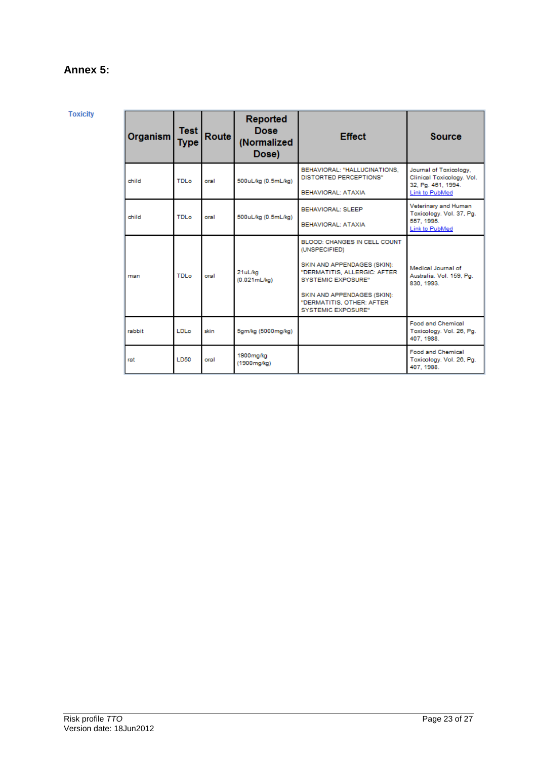## Annex 5:

**Toxicity**

| Organism | Test Type | Route | Reported Dose (Normalized Dose) | Effect | Source |
|---|---|---|---|---|---|
| child | TDLo | oral | 500uL/kg (0.5mL/kg) | BEHAVIORAL: "HALLUCINATIONS, DISTORTED PERCEPTIONS"<br><br>BEHAVIORAL: ATAXIA | Journal of Toxicology, Clinical Toxicology. Vol. 32, Pg. 461, 1994. Link to PubMed |
| child | TDLo | oral | 500uL/kg (0.5mL/kg) | BEHAVIORAL: SLEEP<br><br>BEHAVIORAL: ATAXIA | Veterinary and Human Toxicology. Vol. 37, Pg. 557, 1995. Link to PubMed |
| man | TDLo | oral | 21uL/kg (0.021mL/kg) | BLOOD: CHANGES IN CELL COUNT (UNSPECIFIED)<br><br>SKIN AND APPENDAGES (SKIN): "DERMATITIS, ALLERGIC: AFTER SYSTEMIC EXPOSURE"<br><br>SKIN AND APPENDAGES (SKIN): "DERMATITIS, OTHER: AFTER SYSTEMIC EXPOSURE" | Medical Journal of Australia. Vol. 159, Pg. 830, 1993. |
| rabbit | LDLo | skin | 5gm/kg (5000mg/kg) | | Food and Chemical Toxicology. Vol. 26, Pg. 407, 1988. |
| rat | LD50 | oral | 1900mg/kg (1900mg/kg) | | Food and Chemical Toxicology. Vol. 26, Pg. 407, 1988. |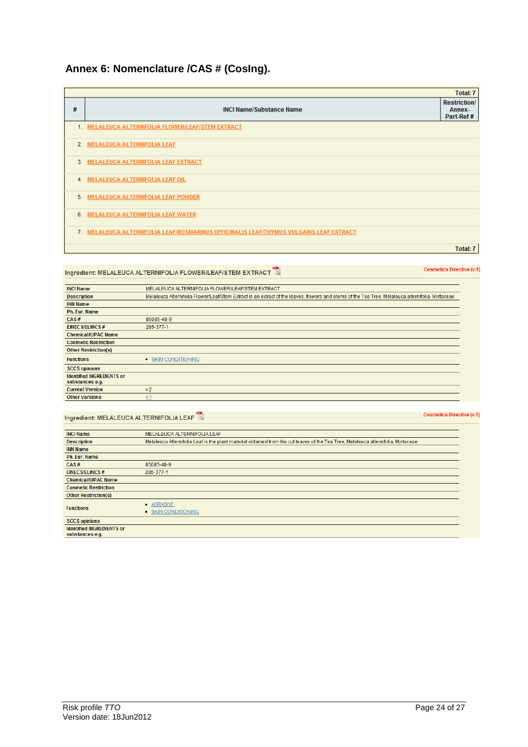## Annex 6: Nomenclature /CAS # (CosIng).

| # | INCI Name/Substance Name | Restriction/ Annex-Part-Ref # |
|---|---|---|
| 1. | MELALEUCA ALTERNIFOLIA FLOWER/LEAF/STEM EXTRACT | |
| 2. | MELALEUCA ALTERNIFOLIA LEAF | |
| 3. | MELALEUCA ALTERNIFOLIA LEAF EXTRACT | |
| 4. | MELALEUCA ALTERNIFOLIA LEAF OIL | |
| 5. | MELALEUCA ALTERNIFOLIA LEAF POWDER | |
| 6. | MELALEUCA ALTERNIFOLIA LEAF WATER | |
| 7. | MELALEUCA ALTERNIFOLIA LEAF/ROSMARINUS OFFICINALIS LEAF/THYMUS VULGARIS LEAF EXTRACT | |

Total: 7

**Ingredient: MELALEUCA ALTERNIFOLIA FLOWER/LEAF/STEM EXTRACT**

Cosmetics Directive (v.1)

| | |
|---|---|
| INCI Name | MELALEUCA ALTERNIFOLIA FLOWER/LEAF/STEM EXTRACT |
| Description | Melaleuca Alternifolia Flower/Leaf/Stem Extract is an extract of the leaves, flowers and stems of the Tea Tree, Melaleuca alternifolia, Myrtaceae |
| INN Name | |
| Ph. Eur. Name | |
| CAS # | 85085-48-9 |
| EINECS/ELINCS # | 285-377-1 |
| Chemical/IUPAC Name | |
| Cosmetic Restriction | |
| Other Restriction(s) | |
| Functions | • SKIN CONDITIONING |
| SCCS opinions | |
| Identified INGREDIENTS or substances e.g. | |
| Current Version | v.2 |
| Other Versions | v.1 |

**Ingredient: MELALEUCA ALTERNIFOLIA LEAF**

Cosmetics Directive (v.1)

| | |
|---|---|
| INCI Name | MELALEUCA ALTERNIFOLIA LEAF |
| Description | Melaleuca Alternifolia Leaf is the plant material obtained from the cut leaves of the Tea Tree, Melaleuca alternifolia, Myrtaceae |
| INN Name | |
| Ph. Eur. Name | |
| CAS # | 85085-48-9 |
| EINECS/ELINCS # | 285-377-1 |
| Chemical/IUPAC Name | |
| Cosmetic Restriction | |
| Other Restriction(s) | |
| Functions | • ABRASIVE<br>• SKIN CONDITIONING |
| SCCS opinions | |
| Identified INGREDIENTS or substances e.g. | |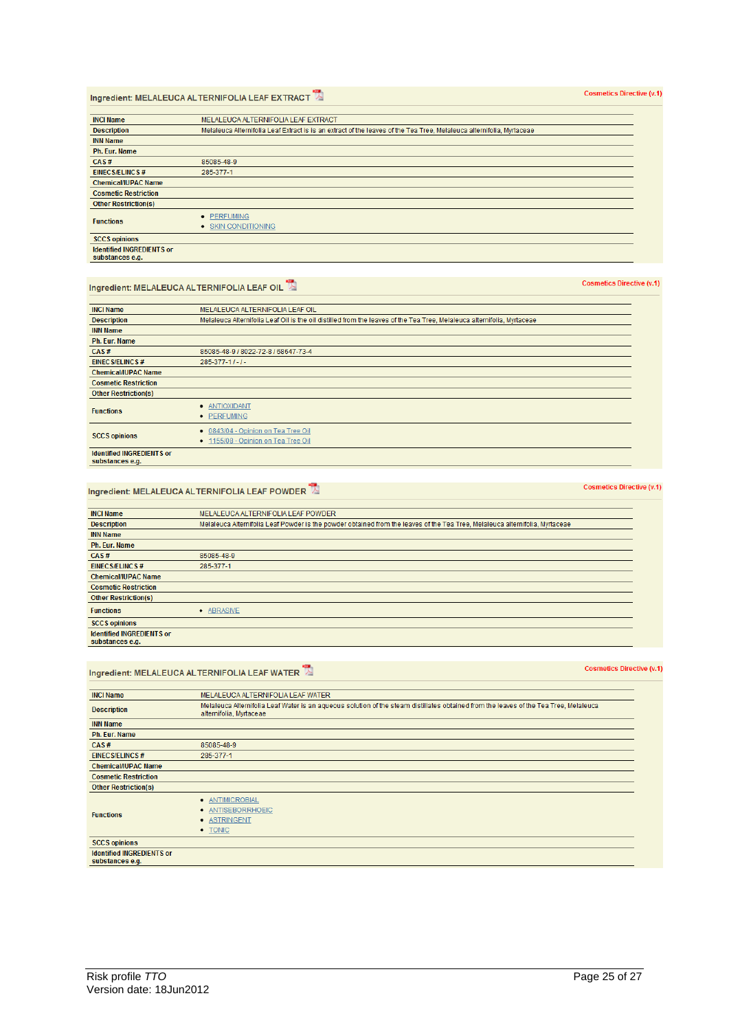## Ingredient: MELALEUCA ALTERNIFOLIA LEAF EXTRACT

Cosmetics Directive (v.1)

| | |
|---|---|
| INCI Name | MELALEUCA ALTERNIFOLIA LEAF EXTRACT |
| Description | Melaleuca Alternifolia Leaf Extract is is an extract of the leaves of the Tea Tree, Melaleuca alternifolia, Myrtaceae |
| INN Name | |
| Ph. Eur. Name | |
| CAS # | 85085-48-9 |
| EINECS/ELINCS # | 285-377-1 |
| Chemical/IUPAC Name | |
| Cosmetic Restriction | |
| Other Restriction(s) | |
| Functions | • PERFUMING<br>• SKIN CONDITIONING |
| SCCS opinions | |
| Identified INGREDIENTS or substances e.g. | |

## Ingredient: MELALEUCA ALTERNIFOLIA LEAF OIL

Cosmetics Directive (v.1)

| | |
|---|---|
| INCI Name | MELALEUCA ALTERNIFOLIA LEAF OIL |
| Description | Melaleuca Alternifolia Leaf Oil is the oil distilled from the leaves of the Tea Tree, Melaleuca alternifolia, Myrtaceae |
| INN Name | |
| Ph. Eur. Name | |
| CAS # | 85085-48-9 / 8022-72-8 / 68647-73-4 |
| EINECS/ELINCS # | 285-377-1 / - / - |
| Chemical/IUPAC Name | |
| Cosmetic Restriction | |
| Other Restriction(s) | |
| Functions | • ANTIOXIDANT<br>• PERFUMING |
| SCCS opinions | • 0843/04 - Opinion on Tea Tree Oil<br>• 1155/08 - Opinion on Tea Tree Oil |
| Identified INGREDIENTS or substances e.g. | |

## Ingredient: MELALEUCA ALTERNIFOLIA LEAF POWDER

Cosmetics Directive (v.1)

| | |
|---|---|
| INCI Name | MELALEUCA ALTERNIFOLIA LEAF POWDER |
| Description | Melaleuca Alternifolia Leaf Powder is the powder obtained from the leaves of the Tea Tree, Melaleuca alternifolia, Myrtaceae |
| INN Name | |
| Ph. Eur. Name | |
| CAS # | 85085-48-9 |
| EINECS/ELINCS # | 285-377-1 |
| Chemical/IUPAC Name | |
| Cosmetic Restriction | |
| Other Restriction(s) | |
| Functions | • ABRASIVE |
| SCCS opinions | |
| Identified INGREDIENTS or substances e.g. | |

## Ingredient: MELALEUCA ALTERNIFOLIA LEAF WATER

Cosmetics Directive (v.1)

| | |
|---|---|
| INCI Name | MELALEUCA ALTERNIFOLIA LEAF WATER |
| Description | Melaleuca Alternifolia Leaf Water is an aqueous solution of the steam distillates obtained from the leaves of the Tea Tree, Melaleuca alternifolia, Myrtaceae |
| INN Name | |
| Ph. Eur. Name | |
| CAS # | 85085-48-9 |
| EINECS/ELINCS # | 285-377-1 |
| Chemical/IUPAC Name | |
| Cosmetic Restriction | |
| Other Restriction(s) | |
| Functions | • ANTIMICROBIAL<br>• ANTISEBORRHOEIC<br>• ASTRINGENT<br>• TONIC |
| SCCS opinions | |
| Identified INGREDIENTS or substances e.g. | |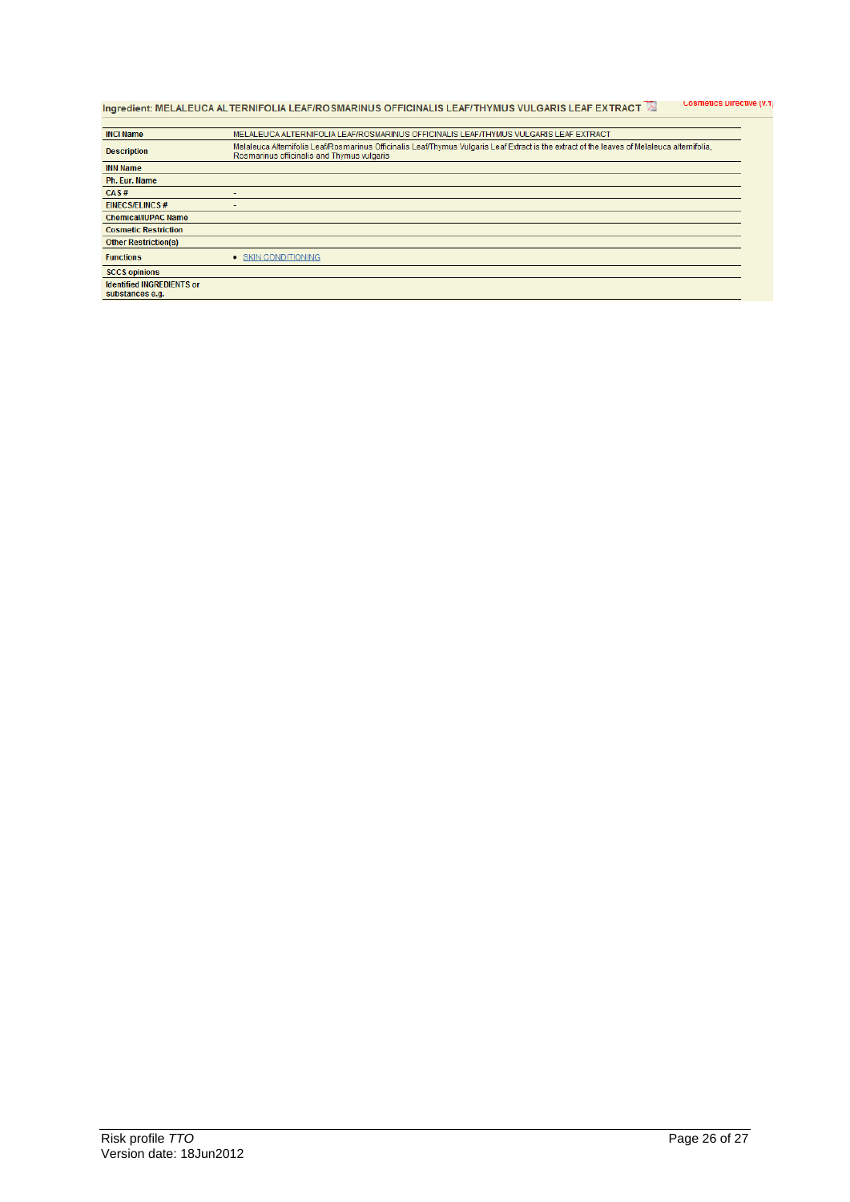Cosmetics Directive (v.1)

Ingredient: MELALEUCA ALTERNIFOLIA LEAF/ROSMARINUS OFFICINALIS LEAF/THYMUS VULGARIS LEAF EXTRACT

| | |
|---|---|
| **INCI Name** | MELALEUCA ALTERNIFOLIA LEAF/ROSMARINUS OFFICINALIS LEAF/THYMUS VULGARIS LEAF EXTRACT |
| **Description** | Melaleuca Alternifolia Leaf/Rosmarinus Officinalis Leaf/Thymus Vulgaris Leaf Extract is the extract of the leaves of Melaleuca alternifolia, Rosmarinus officinalis and Thymus vulgaris |
| **INN Name** | |
| **Ph. Eur. Name** | |
| **CAS #** | - |
| **EINECS/ELINCS #** | - |
| **Chemical/IUPAC Name** | |
| **Cosmetic Restriction** | |
| **Other Restriction(s)** | |
| **Functions** | • SKIN CONDITIONING |
| **SCCS opinions** | |
| **Identified INGREDIENTS or substances e.g.** | |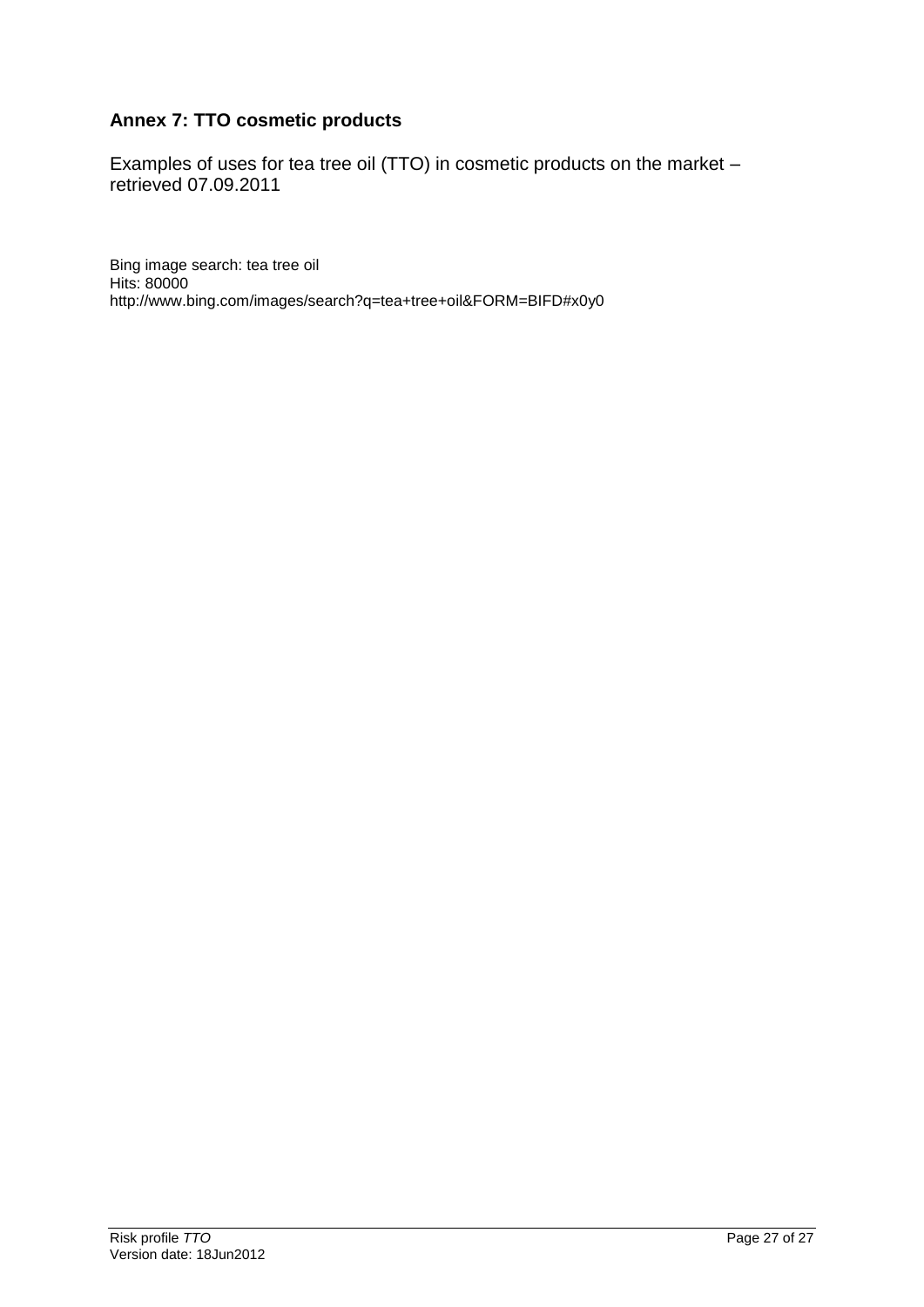## Annex 7: TTO cosmetic products

Examples of uses for tea tree oil (TTO) in cosmetic products on the market – retrieved 07.09.2011

Bing image search: tea tree oil
Hits: 80000
http://www.bing.com/images/search?q=tea+tree+oil&FORM=BIFD#x0y0